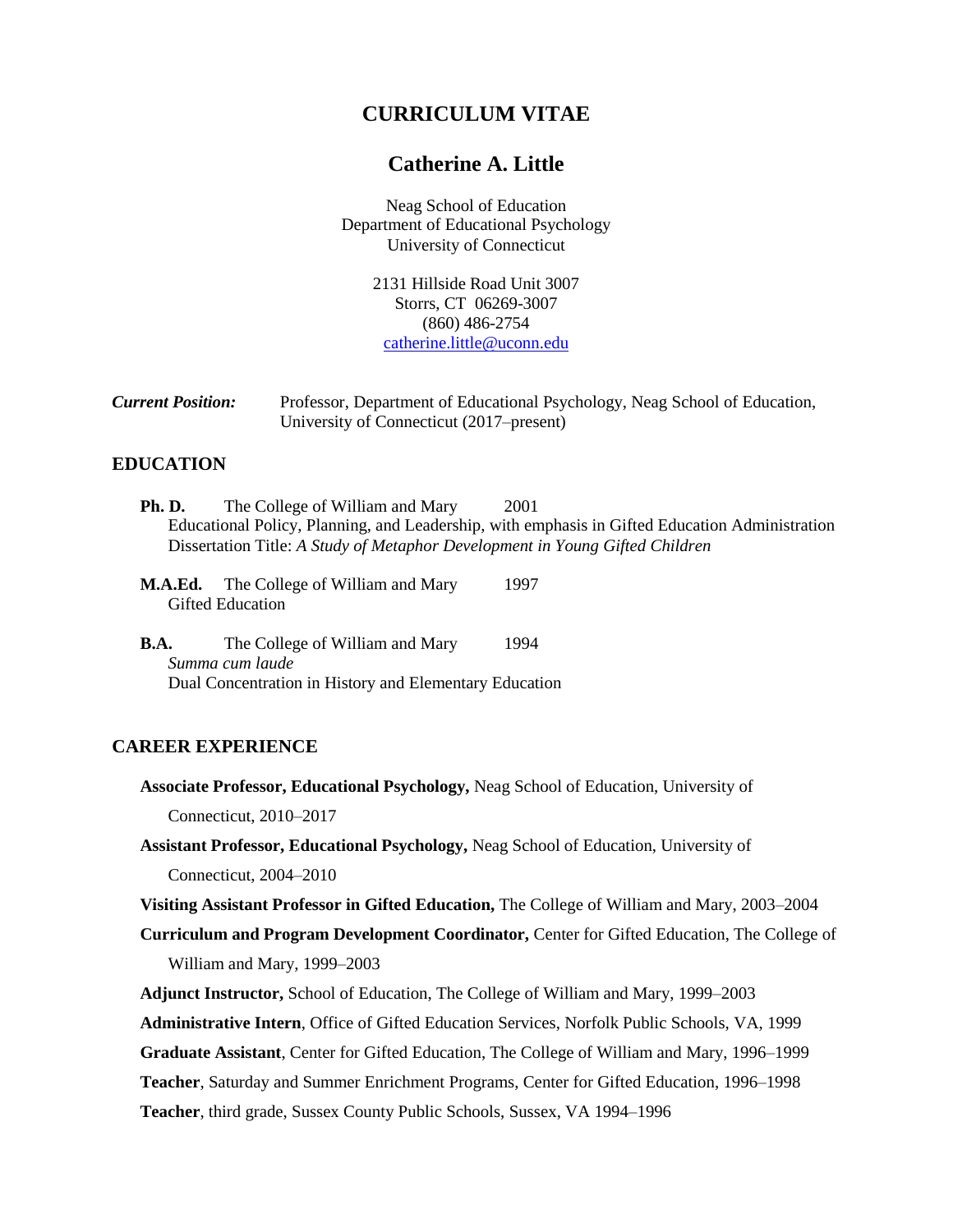# CURRICULUM VITAE

## Catherine A. Little

Neag School of Education
Department of Educational Psychology
University of Connecticut

2131 Hillside Road Unit 3007
Storrs, CT 06269-3007
(860) 486-2754
catherine.little@uconn.edu

***Current Position:*** Professor, Department of Educational Psychology, Neag School of Education, University of Connecticut (2017–present)

### EDUCATION

**Ph. D.** The College of William and Mary 2001
Educational Policy, Planning, and Leadership, with emphasis in Gifted Education Administration
Dissertation Title: *A Study of Metaphor Development in Young Gifted Children*

**M.A.Ed.** The College of William and Mary 1997
Gifted Education

**B.A.** The College of William and Mary 1994
*Summa cum laude*
Dual Concentration in History and Elementary Education

### CAREER EXPERIENCE

**Associate Professor, Educational Psychology,** Neag School of Education, University of Connecticut, 2010–2017

**Assistant Professor, Educational Psychology,** Neag School of Education, University of Connecticut, 2004–2010

**Visiting Assistant Professor in Gifted Education,** The College of William and Mary, 2003–2004

**Curriculum and Program Development Coordinator,** Center for Gifted Education, The College of William and Mary, 1999–2003

**Adjunct Instructor,** School of Education, The College of William and Mary, 1999–2003

**Administrative Intern**, Office of Gifted Education Services, Norfolk Public Schools, VA, 1999

**Graduate Assistant**, Center for Gifted Education, The College of William and Mary, 1996–1999

**Teacher**, Saturday and Summer Enrichment Programs, Center for Gifted Education, 1996–1998

**Teacher**, third grade, Sussex County Public Schools, Sussex, VA 1994–1996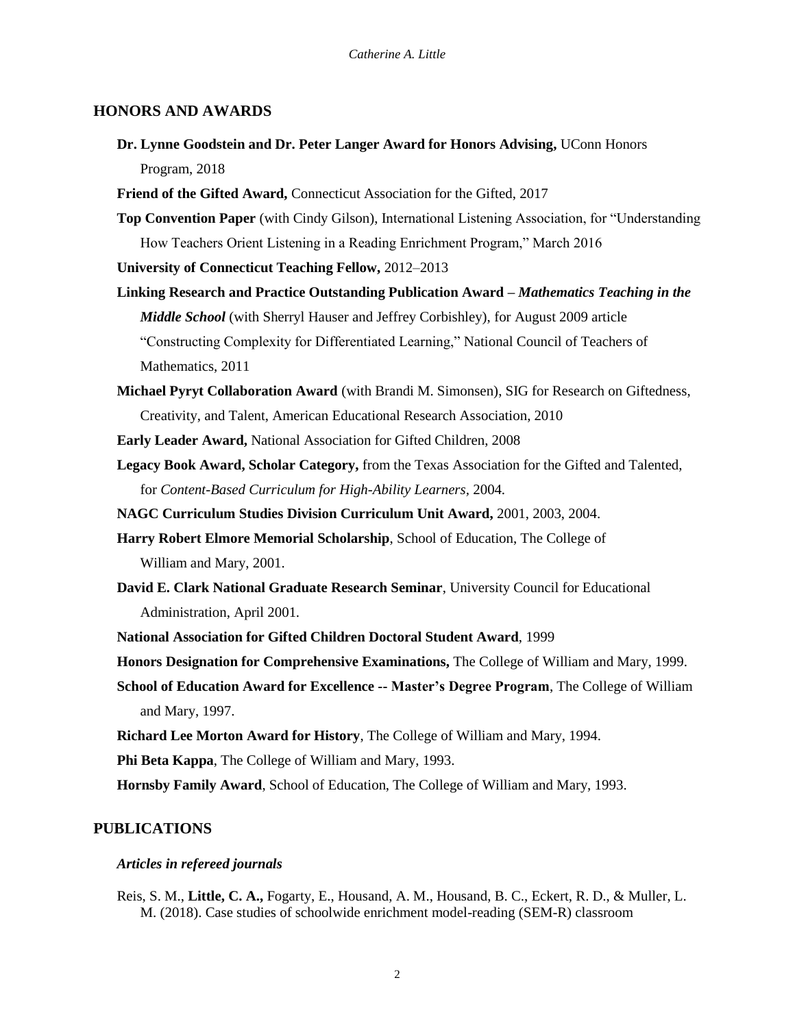## HONORS AND AWARDS

**Dr. Lynne Goodstein and Dr. Peter Langer Award for Honors Advising,** UConn Honors Program, 2018

**Friend of the Gifted Award,** Connecticut Association for the Gifted, 2017

**Top Convention Paper** (with Cindy Gilson), International Listening Association, for "Understanding How Teachers Orient Listening in a Reading Enrichment Program," March 2016

**University of Connecticut Teaching Fellow,** 2012–2013

**Linking Research and Practice Outstanding Publication Award –** ***Mathematics Teaching in the Middle School*** (with Sherryl Hauser and Jeffrey Corbishley), for August 2009 article "Constructing Complexity for Differentiated Learning," National Council of Teachers of Mathematics, 2011

**Michael Pyryt Collaboration Award** (with Brandi M. Simonsen), SIG for Research on Giftedness, Creativity, and Talent, American Educational Research Association, 2010

**Early Leader Award,** National Association for Gifted Children, 2008

**Legacy Book Award, Scholar Category,** from the Texas Association for the Gifted and Talented, for *Content-Based Curriculum for High-Ability Learners,* 2004.

**NAGC Curriculum Studies Division Curriculum Unit Award,** 2001, 2003, 2004.

**Harry Robert Elmore Memorial Scholarship**, School of Education, The College of William and Mary, 2001.

**David E. Clark National Graduate Research Seminar**, University Council for Educational Administration, April 2001.

**National Association for Gifted Children Doctoral Student Award**, 1999

**Honors Designation for Comprehensive Examinations,** The College of William and Mary, 1999.

**School of Education Award for Excellence -- Master's Degree Program**, The College of William and Mary, 1997.

**Richard Lee Morton Award for History**, The College of William and Mary, 1994.

**Phi Beta Kappa**, The College of William and Mary, 1993.

**Hornsby Family Award**, School of Education, The College of William and Mary, 1993.

## PUBLICATIONS

### *Articles in refereed journals*

Reis, S. M., **Little, C. A.,** Fogarty, E., Housand, A. M., Housand, B. C., Eckert, R. D., & Muller, L. M. (2018). Case studies of schoolwide enrichment model-reading (SEM-R) classroom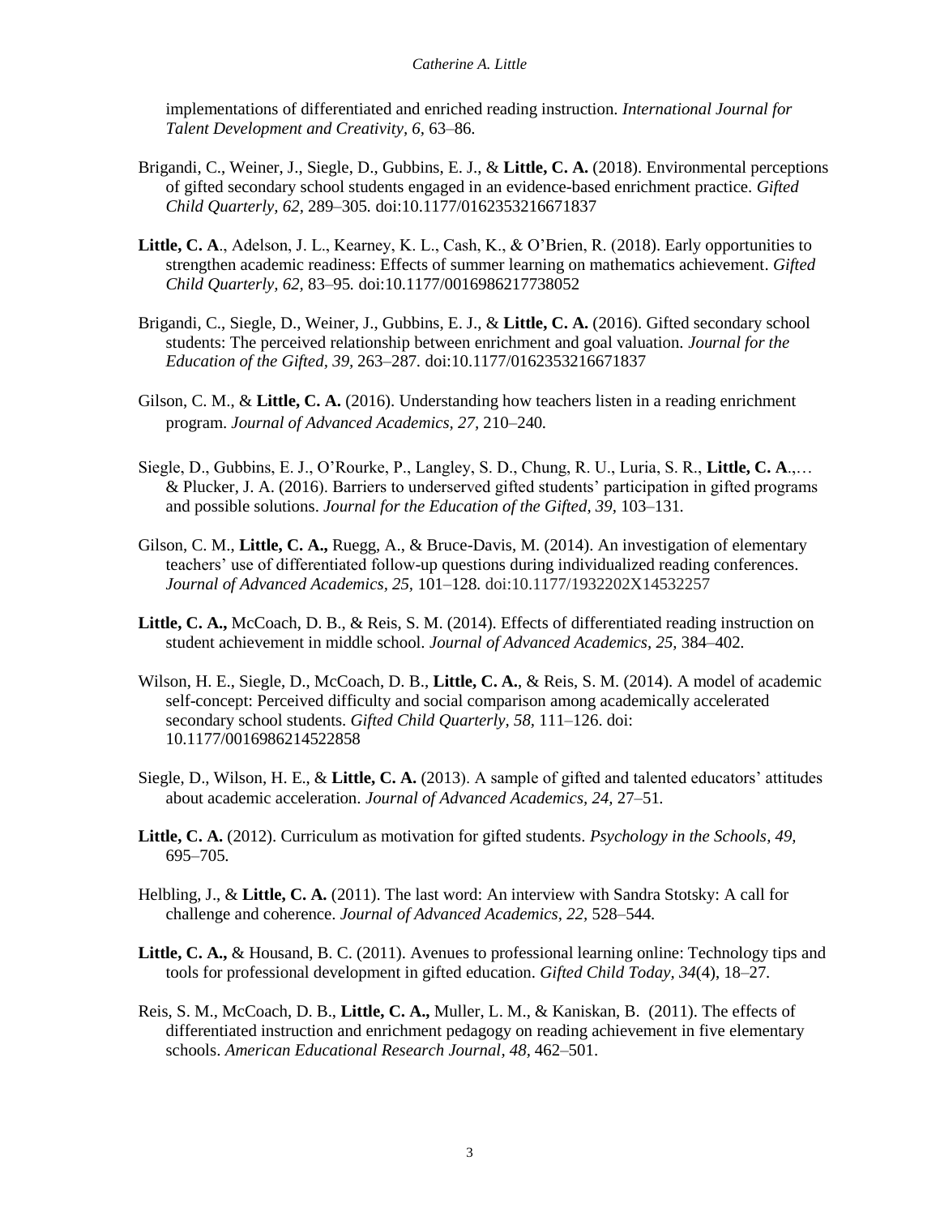implementations of differentiated and enriched reading instruction. *International Journal for Talent Development and Creativity, 6,* 63–86.

Brigandi, C., Weiner, J., Siegle, D., Gubbins, E. J., & **Little, C. A.** (2018). Environmental perceptions of gifted secondary school students engaged in an evidence-based enrichment practice. *Gifted Child Quarterly, 62,* 289–305*.* doi:10.1177/0162353216671837

**Little, C. A**., Adelson, J. L., Kearney, K. L., Cash, K., & O'Brien, R. (2018). Early opportunities to strengthen academic readiness: Effects of summer learning on mathematics achievement. *Gifted Child Quarterly, 62,* 83–95*.* doi:10.1177/0016986217738052

Brigandi, C., Siegle, D., Weiner, J., Gubbins, E. J., & **Little, C. A.** (2016). Gifted secondary school students: The perceived relationship between enrichment and goal valuation. *Journal for the Education of the Gifted, 39,* 263–287. doi:10.1177/0162353216671837

Gilson, C. M., & **Little, C. A.** (2016). Understanding how teachers listen in a reading enrichment program. *Journal of Advanced Academics, 27,* 210–240*.*

Siegle, D., Gubbins, E. J., O'Rourke, P., Langley, S. D., Chung, R. U., Luria, S. R., **Little, C. A**.,… & Plucker, J. A. (2016). Barriers to underserved gifted students' participation in gifted programs and possible solutions. *Journal for the Education of the Gifted, 39,* 103–131*.*

Gilson, C. M., **Little, C. A.,** Ruegg, A., & Bruce-Davis, M. (2014). An investigation of elementary teachers' use of differentiated follow-up questions during individualized reading conferences. *Journal of Advanced Academics, 25,* 101–128*.* doi:10.1177/1932202X14532257

**Little, C. A.,** McCoach, D. B., & Reis, S. M. (2014). Effects of differentiated reading instruction on student achievement in middle school. *Journal of Advanced Academics, 25,* 384–402*.*

Wilson, H. E., Siegle, D., McCoach, D. B., **Little, C. A.**, & Reis, S. M. (2014). A model of academic self-concept: Perceived difficulty and social comparison among academically accelerated secondary school students. *Gifted Child Quarterly, 58,* 111–126. doi: 10.1177/0016986214522858

Siegle, D., Wilson, H. E., & **Little, C. A.** (2013). A sample of gifted and talented educators' attitudes about academic acceleration. *Journal of Advanced Academics, 24,* 27–51*.*

**Little, C. A.** (2012). Curriculum as motivation for gifted students. *Psychology in the Schools, 49,* 695–705*.*

Helbling, J., & **Little, C. A.** (2011). The last word: An interview with Sandra Stotsky: A call for challenge and coherence. *Journal of Advanced Academics, 22,* 528–544*.*

**Little, C. A.,** & Housand, B. C. (2011). Avenues to professional learning online: Technology tips and tools for professional development in gifted education. *Gifted Child Today, 34*(4), 18–27.

Reis, S. M., McCoach, D. B., **Little, C. A.,** Muller, L. M., & Kaniskan, B. (2011). The effects of differentiated instruction and enrichment pedagogy on reading achievement in five elementary schools. *American Educational Research Journal, 48,* 462–501.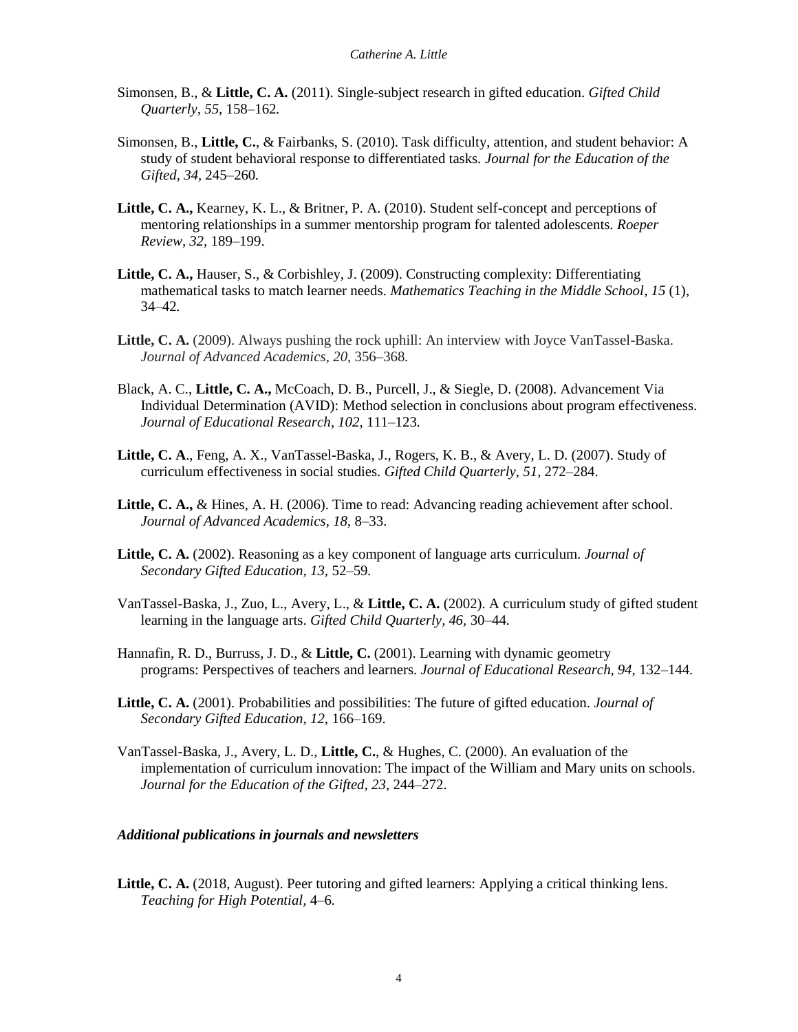Simonsen, B., & **Little, C. A.** (2011). Single-subject research in gifted education. *Gifted Child Quarterly, 55*, 158–162.

Simonsen, B., **Little, C.**, & Fairbanks, S. (2010). Task difficulty, attention, and student behavior: A study of student behavioral response to differentiated tasks. *Journal for the Education of the Gifted, 34*, 245–260.

**Little, C. A.,** Kearney, K. L., & Britner, P. A. (2010). Student self-concept and perceptions of mentoring relationships in a summer mentorship program for talented adolescents. *Roeper Review, 32*, 189–199.

**Little, C. A.,** Hauser, S., & Corbishley, J. (2009). Constructing complexity: Differentiating mathematical tasks to match learner needs. *Mathematics Teaching in the Middle School, 15* (1), 34–42.

**Little, C. A.** (2009). Always pushing the rock uphill: An interview with Joyce VanTassel-Baska. *Journal of Advanced Academics, 20*, 356–368.

Black, A. C., **Little, C. A.,** McCoach, D. B., Purcell, J., & Siegle, D. (2008). Advancement Via Individual Determination (AVID): Method selection in conclusions about program effectiveness. *Journal of Educational Research, 102,* 111–123.

**Little, C. A**., Feng, A. X., VanTassel-Baska, J., Rogers, K. B., & Avery, L. D. (2007). Study of curriculum effectiveness in social studies. *Gifted Child Quarterly, 51,* 272–284.

**Little, C. A.,** & Hines, A. H. (2006). Time to read: Advancing reading achievement after school. *Journal of Advanced Academics, 18*, 8–33.

**Little, C. A.** (2002). Reasoning as a key component of language arts curriculum. *Journal of Secondary Gifted Education, 13,* 52–59.

VanTassel-Baska, J., Zuo, L., Avery, L., & **Little, C. A.** (2002). A curriculum study of gifted student learning in the language arts. *Gifted Child Quarterly, 46,* 30–44.

Hannafin, R. D., Burruss, J. D., & **Little, C.** (2001). Learning with dynamic geometry programs: Perspectives of teachers and learners. *Journal of Educational Research, 94,* 132–144.

**Little, C. A.** (2001). Probabilities and possibilities: The future of gifted education. *Journal of Secondary Gifted Education, 12,* 166–169.

VanTassel-Baska, J., Avery, L. D., **Little, C.**, & Hughes, C. (2000). An evaluation of the implementation of curriculum innovation: The impact of the William and Mary units on schools. *Journal for the Education of the Gifted, 23,* 244–272.

### *Additional publications in journals and newsletters*

**Little, C. A.** (2018, August). Peer tutoring and gifted learners: Applying a critical thinking lens. *Teaching for High Potential,* 4–6.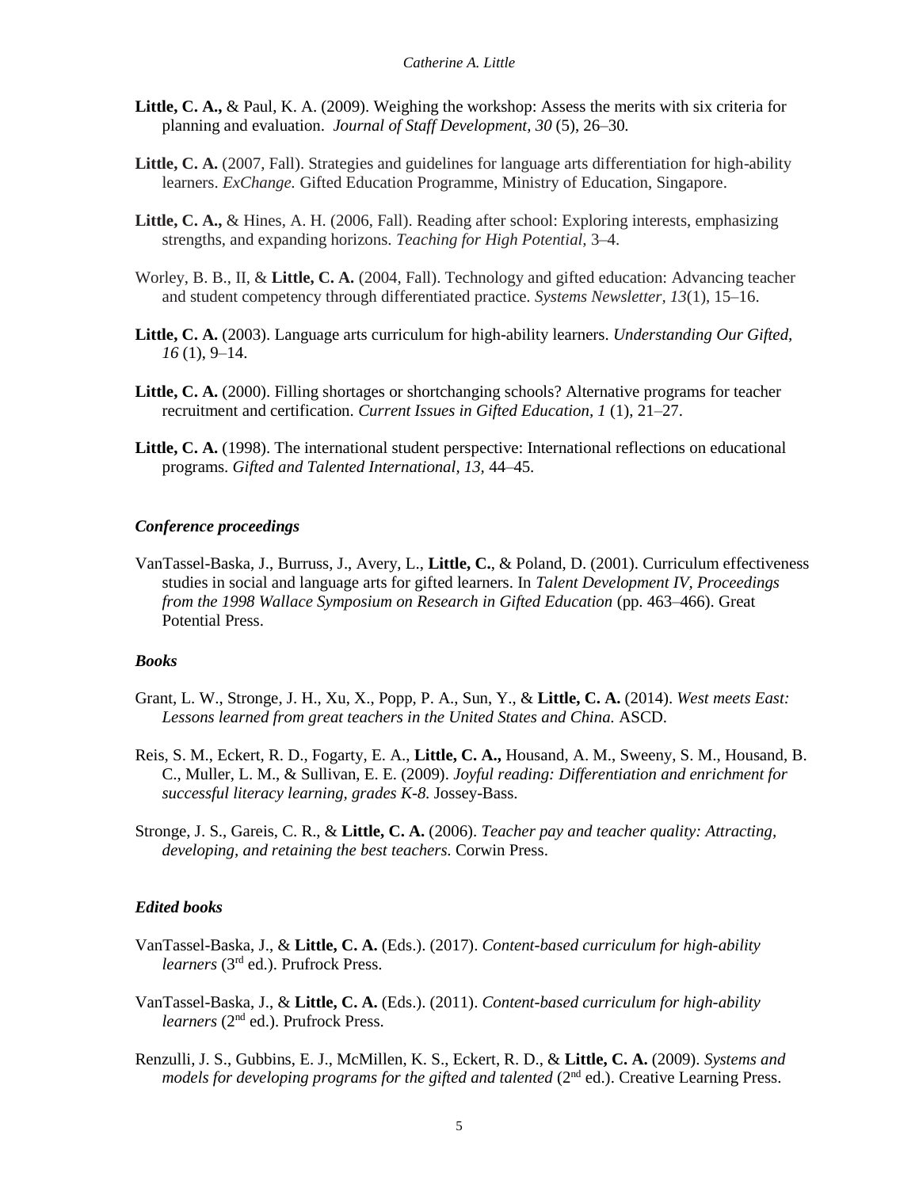**Little, C. A.,** & Paul, K. A. (2009). Weighing the workshop: Assess the merits with six criteria for planning and evaluation. *Journal of Staff Development, 30* (5), 26–30.

**Little, C. A.** (2007, Fall). Strategies and guidelines for language arts differentiation for high-ability learners. *ExChange.* Gifted Education Programme, Ministry of Education, Singapore.

**Little, C. A.,** & Hines, A. H. (2006, Fall). Reading after school: Exploring interests, emphasizing strengths, and expanding horizons. *Teaching for High Potential,* 3–4.

Worley, B. B., II, & **Little, C. A.** (2004, Fall). Technology and gifted education: Advancing teacher and student competency through differentiated practice. *Systems Newsletter, 13*(1), 15–16.

**Little, C. A.** (2003). Language arts curriculum for high-ability learners. *Understanding Our Gifted, 16* (1), 9–14.

**Little, C. A.** (2000). Filling shortages or shortchanging schools? Alternative programs for teacher recruitment and certification. *Current Issues in Gifted Education, 1* (1), 21–27.

**Little, C. A.** (1998). The international student perspective: International reflections on educational programs. *Gifted and Talented International, 13,* 44–45.

***Conference proceedings***

VanTassel-Baska, J., Burruss, J., Avery, L., **Little, C.**, & Poland, D. (2001). Curriculum effectiveness studies in social and language arts for gifted learners. In *Talent Development IV, Proceedings from the 1998 Wallace Symposium on Research in Gifted Education* (pp. 463–466). Great Potential Press.

***Books***

Grant, L. W., Stronge, J. H., Xu, X., Popp, P. A., Sun, Y., & **Little, C. A.** (2014). *West meets East: Lessons learned from great teachers in the United States and China.* ASCD.

Reis, S. M., Eckert, R. D., Fogarty, E. A., **Little, C. A.,** Housand, A. M., Sweeny, S. M., Housand, B. C., Muller, L. M., & Sullivan, E. E. (2009). *Joyful reading: Differentiation and enrichment for successful literacy learning, grades K-8.* Jossey-Bass.

Stronge, J. S., Gareis, C. R., & **Little, C. A.** (2006). *Teacher pay and teacher quality: Attracting, developing, and retaining the best teachers.* Corwin Press.

***Edited books***

VanTassel-Baska, J., & **Little, C. A.** (Eds.). (2017). *Content-based curriculum for high-ability learners* (3rd ed.). Prufrock Press.

VanTassel-Baska, J., & **Little, C. A.** (Eds.). (2011). *Content-based curriculum for high-ability learners* (2nd ed.). Prufrock Press.

Renzulli, J. S., Gubbins, E. J., McMillen, K. S., Eckert, R. D., & **Little, C. A.** (2009). *Systems and models for developing programs for the gifted and talented* (2nd ed.). Creative Learning Press.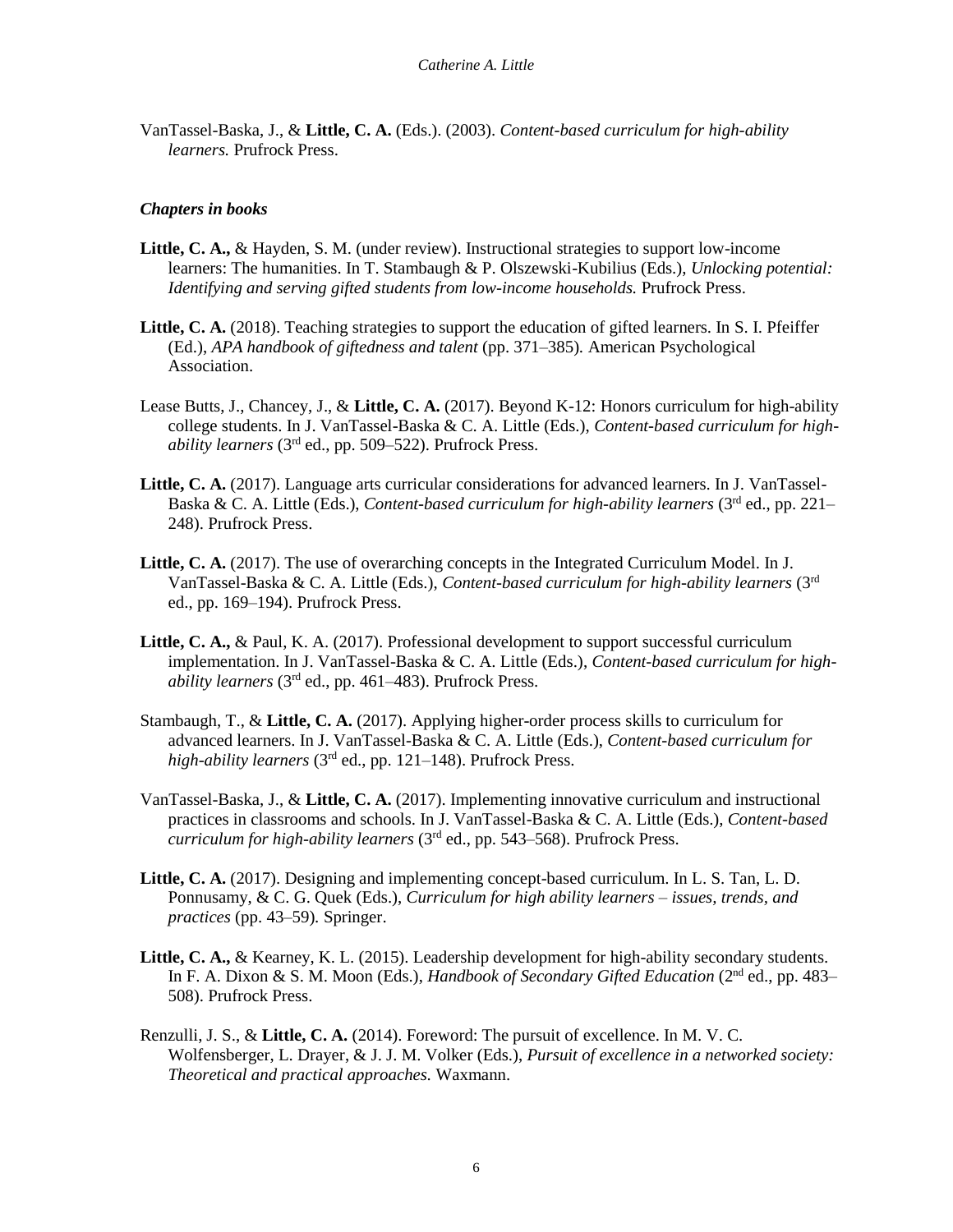VanTassel-Baska, J., & **Little, C. A.** (Eds.). (2003). *Content-based curriculum for high-ability learners.* Prufrock Press.

### *Chapters in books*

**Little, C. A.,** & Hayden, S. M. (under review). Instructional strategies to support low-income learners: The humanities. In T. Stambaugh & P. Olszewski-Kubilius (Eds.), *Unlocking potential: Identifying and serving gifted students from low-income households.* Prufrock Press.

**Little, C. A.** (2018). Teaching strategies to support the education of gifted learners. In S. I. Pfeiffer (Ed.), *APA handbook of giftedness and talent* (pp. 371–385)*.* American Psychological Association.

Lease Butts, J., Chancey, J., & **Little, C. A.** (2017). Beyond K-12: Honors curriculum for high-ability college students. In J. VanTassel-Baska & C. A. Little (Eds.), *Content-based curriculum for high-ability learners* (3rd ed., pp. 509–522). Prufrock Press.

**Little, C. A.** (2017). Language arts curricular considerations for advanced learners. In J. VanTassel-Baska & C. A. Little (Eds.), *Content-based curriculum for high-ability learners* (3rd ed., pp. 221–248). Prufrock Press.

**Little, C. A.** (2017). The use of overarching concepts in the Integrated Curriculum Model. In J. VanTassel-Baska & C. A. Little (Eds.), *Content-based curriculum for high-ability learners* (3rd ed., pp. 169–194). Prufrock Press.

**Little, C. A.,** & Paul, K. A. (2017). Professional development to support successful curriculum implementation. In J. VanTassel-Baska & C. A. Little (Eds.), *Content-based curriculum for high-ability learners* (3rd ed., pp. 461–483). Prufrock Press.

Stambaugh, T., & **Little, C. A.** (2017). Applying higher-order process skills to curriculum for advanced learners. In J. VanTassel-Baska & C. A. Little (Eds.), *Content-based curriculum for high-ability learners* (3rd ed., pp. 121–148). Prufrock Press.

VanTassel-Baska, J., & **Little, C. A.** (2017). Implementing innovative curriculum and instructional practices in classrooms and schools. In J. VanTassel-Baska & C. A. Little (Eds.), *Content-based curriculum for high-ability learners* (3rd ed., pp. 543–568). Prufrock Press.

**Little, C. A.** (2017). Designing and implementing concept-based curriculum. In L. S. Tan, L. D. Ponnusamy, & C. G. Quek (Eds.), *Curriculum for high ability learners – issues, trends, and practices* (pp. 43–59)*.* Springer.

**Little, C. A.,** & Kearney, K. L. (2015). Leadership development for high-ability secondary students. In F. A. Dixon & S. M. Moon (Eds.), *Handbook of Secondary Gifted Education* (2nd ed., pp. 483–508). Prufrock Press.

Renzulli, J. S., & **Little, C. A.** (2014). Foreword: The pursuit of excellence. In M. V. C. Wolfensberger, L. Drayer, & J. J. M. Volker (Eds.), *Pursuit of excellence in a networked society: Theoretical and practical approaches.* Waxmann.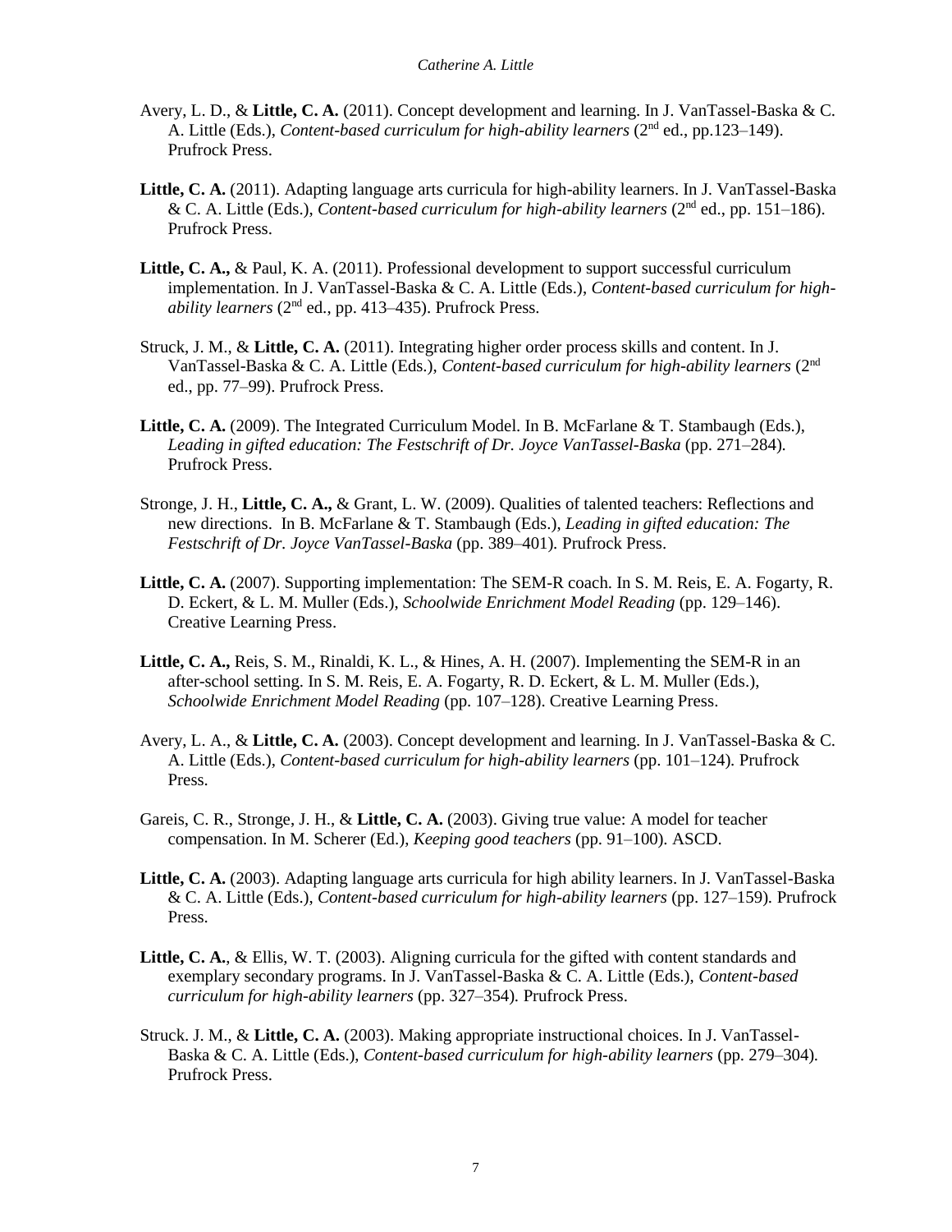Avery, L. D., & **Little, C. A.** (2011). Concept development and learning. In J. VanTassel-Baska & C. A. Little (Eds.), *Content-based curriculum for high-ability learners* (2nd ed., pp.123–149). Prufrock Press.

**Little, C. A.** (2011). Adapting language arts curricula for high-ability learners. In J. VanTassel-Baska & C. A. Little (Eds.), *Content-based curriculum for high-ability learners* (2nd ed., pp. 151–186). Prufrock Press.

**Little, C. A.,** & Paul, K. A. (2011). Professional development to support successful curriculum implementation. In J. VanTassel-Baska & C. A. Little (Eds.), *Content-based curriculum for high-ability learners* (2nd ed., pp. 413–435). Prufrock Press.

Struck, J. M., & **Little, C. A.** (2011). Integrating higher order process skills and content. In J. VanTassel-Baska & C. A. Little (Eds.), *Content-based curriculum for high-ability learners* (2nd ed., pp. 77–99). Prufrock Press.

**Little, C. A.** (2009). The Integrated Curriculum Model. In B. McFarlane & T. Stambaugh (Eds.), *Leading in gifted education: The Festschrift of Dr. Joyce VanTassel-Baska* (pp. 271–284). Prufrock Press.

Stronge, J. H., **Little, C. A.,** & Grant, L. W. (2009). Qualities of talented teachers: Reflections and new directions. In B. McFarlane & T. Stambaugh (Eds.), *Leading in gifted education: The Festschrift of Dr. Joyce VanTassel-Baska* (pp. 389–401). Prufrock Press.

**Little, C. A.** (2007). Supporting implementation: The SEM-R coach. In S. M. Reis, E. A. Fogarty, R. D. Eckert, & L. M. Muller (Eds.), *Schoolwide Enrichment Model Reading* (pp. 129–146). Creative Learning Press.

**Little, C. A.,** Reis, S. M., Rinaldi, K. L., & Hines, A. H. (2007). Implementing the SEM-R in an after-school setting. In S. M. Reis, E. A. Fogarty, R. D. Eckert, & L. M. Muller (Eds.), *Schoolwide Enrichment Model Reading* (pp. 107–128). Creative Learning Press.

Avery, L. A., & **Little, C. A.** (2003). Concept development and learning. In J. VanTassel-Baska & C. A. Little (Eds.), *Content-based curriculum for high-ability learners* (pp. 101–124). Prufrock Press.

Gareis, C. R., Stronge, J. H., & **Little, C. A.** (2003). Giving true value: A model for teacher compensation. In M. Scherer (Ed.), *Keeping good teachers* (pp. 91–100). ASCD.

**Little, C. A.** (2003). Adapting language arts curricula for high ability learners. In J. VanTassel-Baska & C. A. Little (Eds.), *Content-based curriculum for high-ability learners* (pp. 127–159). Prufrock Press.

**Little, C. A.**, & Ellis, W. T. (2003). Aligning curricula for the gifted with content standards and exemplary secondary programs. In J. VanTassel-Baska & C. A. Little (Eds.), *Content-based curriculum for high-ability learners* (pp. 327–354). Prufrock Press.

Struck. J. M., & **Little, C. A.** (2003). Making appropriate instructional choices. In J. VanTassel-Baska & C. A. Little (Eds.), *Content-based curriculum for high-ability learners* (pp. 279–304). Prufrock Press.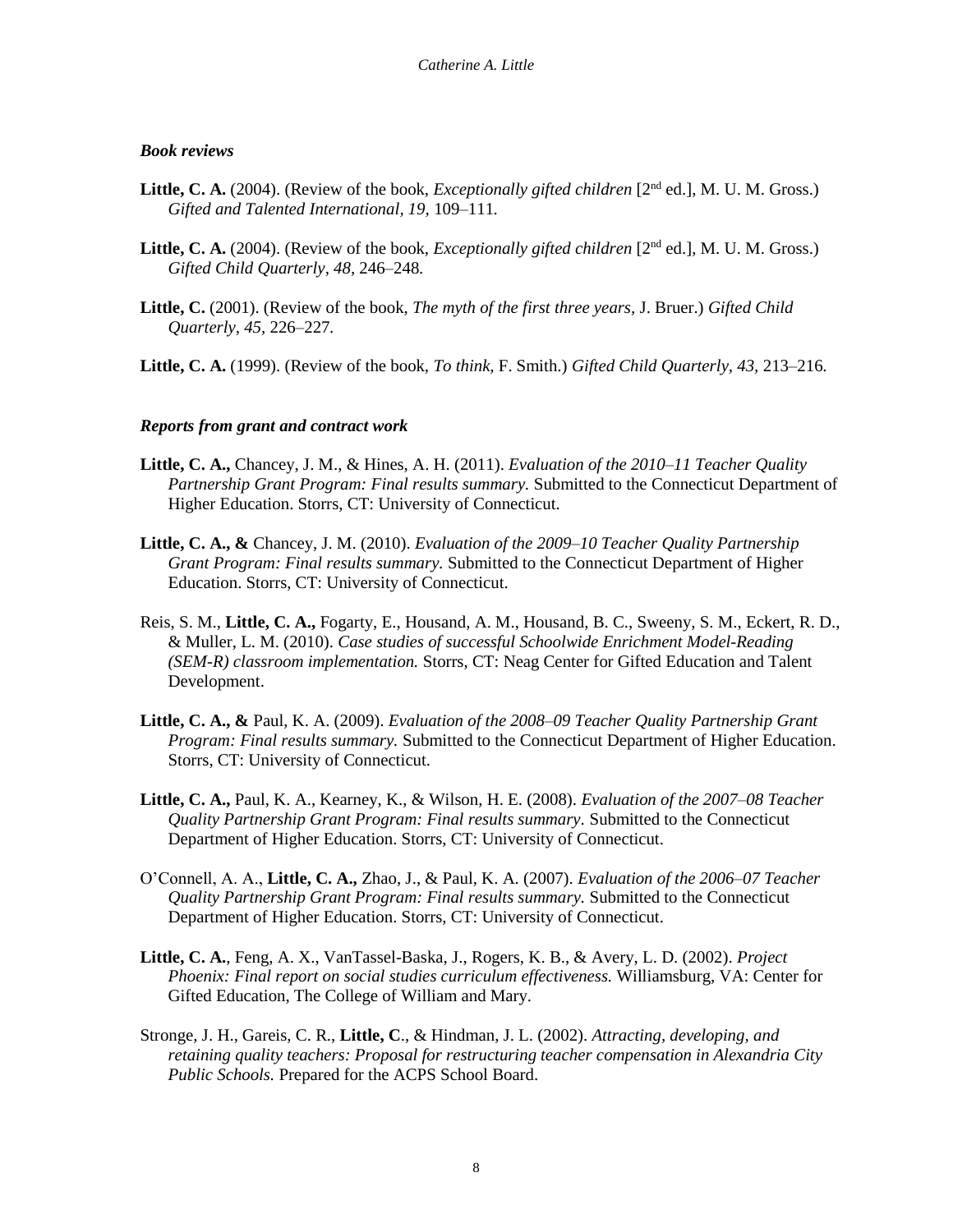### *Book reviews*

**Little, C. A.** (2004). (Review of the book, *Exceptionally gifted children* [2nd ed.], M. U. M. Gross.) *Gifted and Talented International, 19,* 109–111.

**Little, C. A.** (2004). (Review of the book, *Exceptionally gifted children* [2nd ed.], M. U. M. Gross.) *Gifted Child Quarterly, 48,* 246–248.

**Little, C.** (2001). (Review of the book, *The myth of the first three years,* J. Bruer.) *Gifted Child Quarterly, 45,* 226–227.

**Little, C. A.** (1999). (Review of the book, *To think,* F. Smith.) *Gifted Child Quarterly, 43,* 213–216.

### *Reports from grant and contract work*

**Little, C. A.,** Chancey, J. M., & Hines, A. H. (2011). *Evaluation of the 2010–11 Teacher Quality Partnership Grant Program: Final results summary.* Submitted to the Connecticut Department of Higher Education. Storrs, CT: University of Connecticut.

**Little, C. A., &** Chancey, J. M. (2010). *Evaluation of the 2009–10 Teacher Quality Partnership Grant Program: Final results summary.* Submitted to the Connecticut Department of Higher Education. Storrs, CT: University of Connecticut.

Reis, S. M., **Little, C. A.,** Fogarty, E., Housand, A. M., Housand, B. C., Sweeny, S. M., Eckert, R. D., & Muller, L. M. (2010). *Case studies of successful Schoolwide Enrichment Model-Reading (SEM-R) classroom implementation.* Storrs, CT: Neag Center for Gifted Education and Talent Development.

**Little, C. A., &** Paul, K. A. (2009). *Evaluation of the 2008–09 Teacher Quality Partnership Grant Program: Final results summary.* Submitted to the Connecticut Department of Higher Education. Storrs, CT: University of Connecticut.

**Little, C. A.,** Paul, K. A., Kearney, K., & Wilson, H. E. (2008). *Evaluation of the 2007–08 Teacher Quality Partnership Grant Program: Final results summary*. Submitted to the Connecticut Department of Higher Education. Storrs, CT: University of Connecticut.

O'Connell, A. A., **Little, C. A.,** Zhao, J., & Paul, K. A. (2007). *Evaluation of the 2006–07 Teacher Quality Partnership Grant Program: Final results summary.* Submitted to the Connecticut Department of Higher Education. Storrs, CT: University of Connecticut.

**Little, C. A.**, Feng, A. X., VanTassel-Baska, J., Rogers, K. B., & Avery, L. D. (2002). *Project Phoenix: Final report on social studies curriculum effectiveness.* Williamsburg, VA: Center for Gifted Education, The College of William and Mary.

Stronge, J. H., Gareis, C. R., **Little, C**., & Hindman, J. L. (2002). *Attracting, developing, and retaining quality teachers: Proposal for restructuring teacher compensation in Alexandria City Public Schools.* Prepared for the ACPS School Board.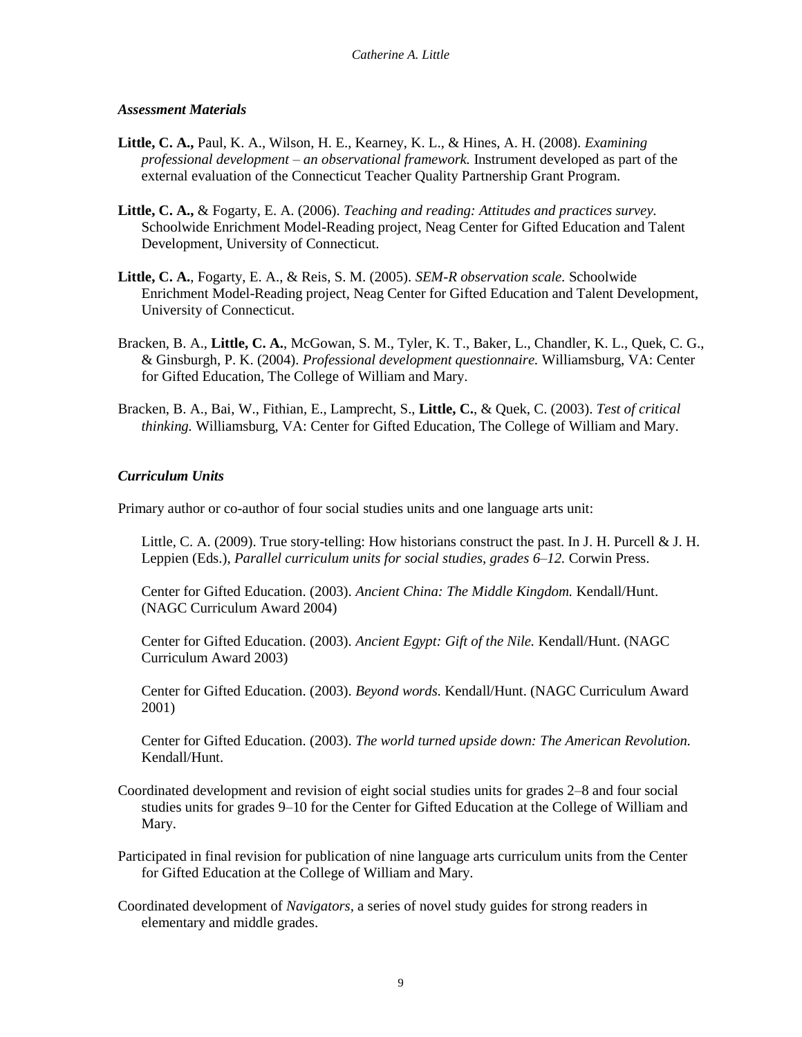### *Assessment Materials*

**Little, C. A.,** Paul, K. A., Wilson, H. E., Kearney, K. L., & Hines, A. H. (2008). *Examining professional development – an observational framework.* Instrument developed as part of the external evaluation of the Connecticut Teacher Quality Partnership Grant Program.

**Little, C. A.,** & Fogarty, E. A. (2006). *Teaching and reading: Attitudes and practices survey.* Schoolwide Enrichment Model-Reading project, Neag Center for Gifted Education and Talent Development, University of Connecticut.

**Little, C. A.**, Fogarty, E. A., & Reis, S. M. (2005). *SEM-R observation scale.* Schoolwide Enrichment Model-Reading project, Neag Center for Gifted Education and Talent Development, University of Connecticut.

Bracken, B. A., **Little, C. A.**, McGowan, S. M., Tyler, K. T., Baker, L., Chandler, K. L., Quek, C. G., & Ginsburgh, P. K. (2004). *Professional development questionnaire.* Williamsburg, VA: Center for Gifted Education, The College of William and Mary.

Bracken, B. A., Bai, W., Fithian, E., Lamprecht, S., **Little, C.**, & Quek, C. (2003). *Test of critical thinking.* Williamsburg, VA: Center for Gifted Education, The College of William and Mary.

### *Curriculum Units*

Primary author or co-author of four social studies units and one language arts unit:

Little, C. A. (2009). True story-telling: How historians construct the past. In J. H. Purcell & J. H. Leppien (Eds.), *Parallel curriculum units for social studies, grades 6–12.* Corwin Press.

Center for Gifted Education. (2003). *Ancient China: The Middle Kingdom.* Kendall/Hunt. (NAGC Curriculum Award 2004)

Center for Gifted Education. (2003). *Ancient Egypt: Gift of the Nile.* Kendall/Hunt. (NAGC Curriculum Award 2003)

Center for Gifted Education. (2003). *Beyond words.* Kendall/Hunt. (NAGC Curriculum Award 2001)

Center for Gifted Education. (2003). *The world turned upside down: The American Revolution.* Kendall/Hunt.

Coordinated development and revision of eight social studies units for grades 2–8 and four social studies units for grades 9–10 for the Center for Gifted Education at the College of William and Mary.

Participated in final revision for publication of nine language arts curriculum units from the Center for Gifted Education at the College of William and Mary.

Coordinated development of *Navigators*, a series of novel study guides for strong readers in elementary and middle grades.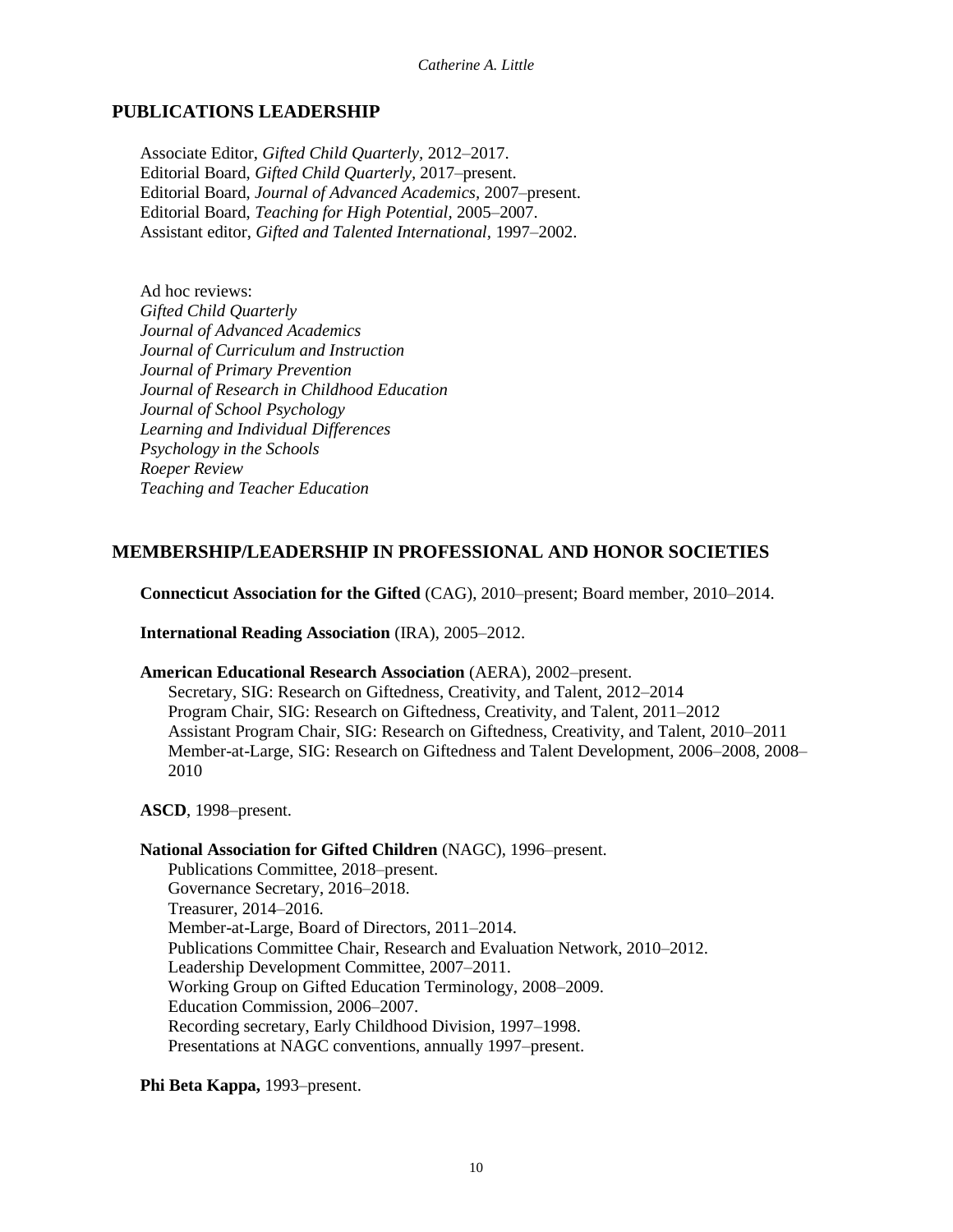## PUBLICATIONS LEADERSHIP

Associate Editor, *Gifted Child Quarterly*, 2012–2017.
Editorial Board, *Gifted Child Quarterly*, 2017–present.
Editorial Board, *Journal of Advanced Academics*, 2007–present.
Editorial Board, *Teaching for High Potential*, 2005–2007.
Assistant editor, *Gifted and Talented International*, 1997–2002.

Ad hoc reviews:
*Gifted Child Quarterly*
*Journal of Advanced Academics*
*Journal of Curriculum and Instruction*
*Journal of Primary Prevention*
*Journal of Research in Childhood Education*
*Journal of School Psychology*
*Learning and Individual Differences*
*Psychology in the Schools*
*Roeper Review*
*Teaching and Teacher Education*

## MEMBERSHIP/LEADERSHIP IN PROFESSIONAL AND HONOR SOCIETIES

**Connecticut Association for the Gifted** (CAG), 2010–present; Board member, 2010–2014.

**International Reading Association** (IRA), 2005–2012.

**American Educational Research Association** (AERA), 2002–present.
Secretary, SIG: Research on Giftedness, Creativity, and Talent, 2012–2014
Program Chair, SIG: Research on Giftedness, Creativity, and Talent, 2011–2012
Assistant Program Chair, SIG: Research on Giftedness, Creativity, and Talent, 2010–2011
Member-at-Large, SIG: Research on Giftedness and Talent Development, 2006–2008, 2008–2010

**ASCD**, 1998–present.

**National Association for Gifted Children** (NAGC), 1996–present.
Publications Committee, 2018–present.
Governance Secretary, 2016–2018.
Treasurer, 2014–2016.
Member-at-Large, Board of Directors, 2011–2014.
Publications Committee Chair, Research and Evaluation Network, 2010–2012.
Leadership Development Committee, 2007–2011.
Working Group on Gifted Education Terminology, 2008–2009.
Education Commission, 2006–2007.
Recording secretary, Early Childhood Division, 1997–1998.
Presentations at NAGC conventions, annually 1997–present.

**Phi Beta Kappa,** 1993–present.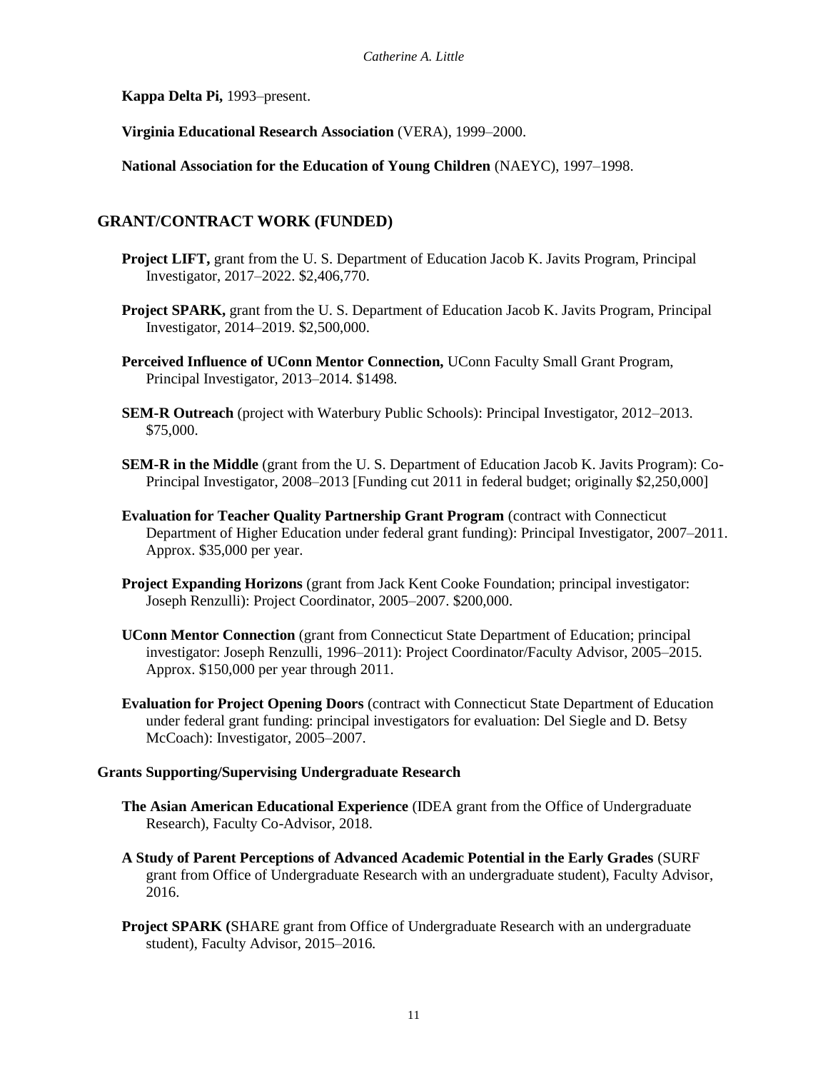**Kappa Delta Pi,** 1993–present.

**Virginia Educational Research Association** (VERA), 1999–2000.

**National Association for the Education of Young Children** (NAEYC), 1997–1998.

## GRANT/CONTRACT WORK (FUNDED)

**Project LIFT,** grant from the U. S. Department of Education Jacob K. Javits Program, Principal Investigator, 2017–2022. $2,406,770.

**Project SPARK,** grant from the U. S. Department of Education Jacob K. Javits Program, Principal Investigator, 2014–2019. $2,500,000.

**Perceived Influence of UConn Mentor Connection,** UConn Faculty Small Grant Program, Principal Investigator, 2013–2014. $1498.

**SEM-R Outreach** (project with Waterbury Public Schools): Principal Investigator, 2012–2013. $75,000.

**SEM-R in the Middle** (grant from the U. S. Department of Education Jacob K. Javits Program): Co-Principal Investigator, 2008–2013 [Funding cut 2011 in federal budget; originally $2,250,000]

**Evaluation for Teacher Quality Partnership Grant Program** (contract with Connecticut Department of Higher Education under federal grant funding): Principal Investigator, 2007–2011. Approx. $35,000 per year.

**Project Expanding Horizons** (grant from Jack Kent Cooke Foundation; principal investigator: Joseph Renzulli): Project Coordinator, 2005–2007. $200,000.

**UConn Mentor Connection** (grant from Connecticut State Department of Education; principal investigator: Joseph Renzulli, 1996–2011): Project Coordinator/Faculty Advisor, 2005–2015. Approx. $150,000 per year through 2011.

**Evaluation for Project Opening Doors** (contract with Connecticut State Department of Education under federal grant funding: principal investigators for evaluation: Del Siegle and D. Betsy McCoach): Investigator, 2005–2007.

### Grants Supporting/Supervising Undergraduate Research

**The Asian American Educational Experience** (IDEA grant from the Office of Undergraduate Research), Faculty Co-Advisor, 2018.

**A Study of Parent Perceptions of Advanced Academic Potential in the Early Grades** (SURF grant from Office of Undergraduate Research with an undergraduate student), Faculty Advisor, 2016.

**Project SPARK (**SHARE grant from Office of Undergraduate Research with an undergraduate student), Faculty Advisor, 2015–2016.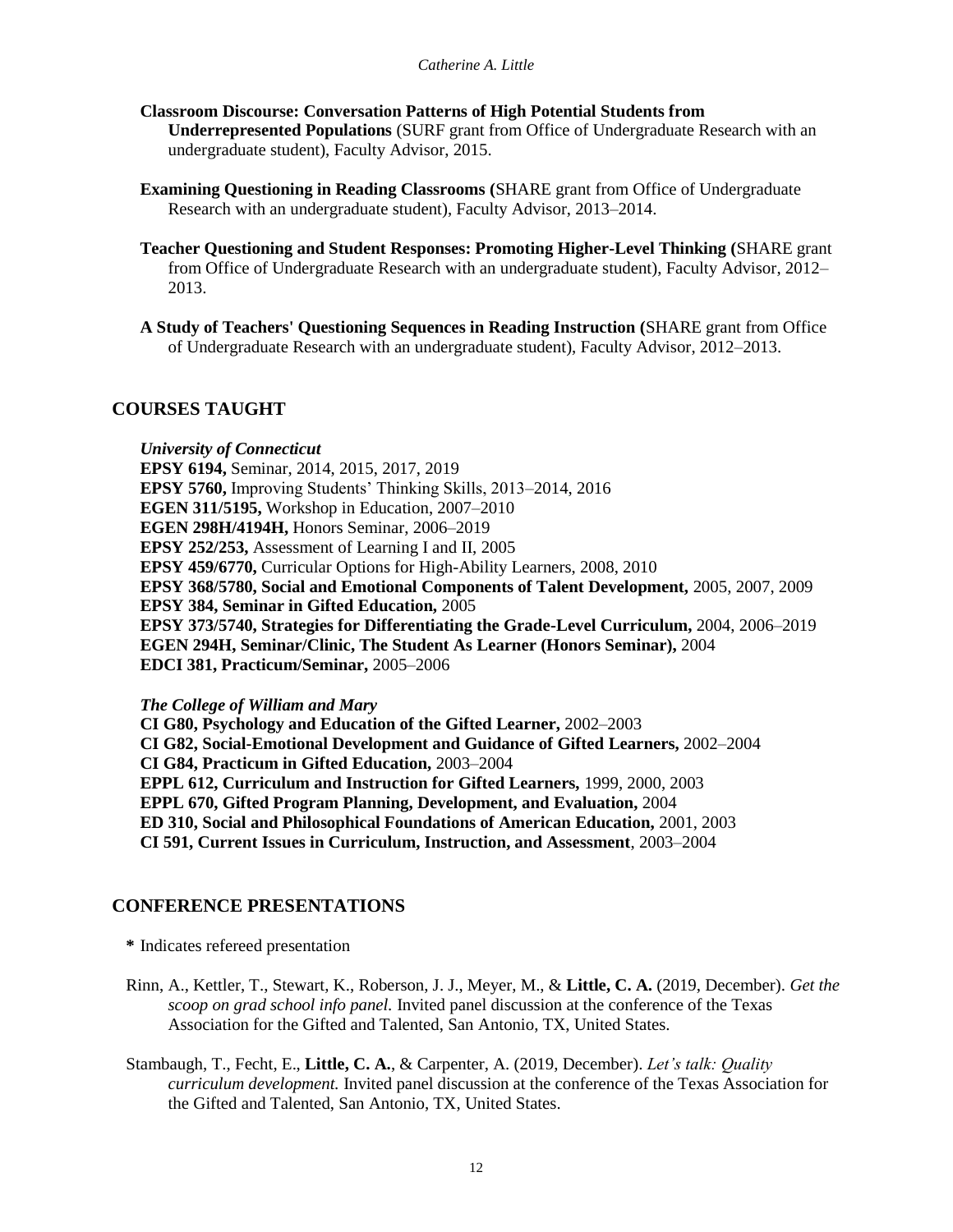**Classroom Discourse: Conversation Patterns of High Potential Students from Underrepresented Populations** (SURF grant from Office of Undergraduate Research with an undergraduate student), Faculty Advisor, 2015.

**Examining Questioning in Reading Classrooms (**SHARE grant from Office of Undergraduate Research with an undergraduate student), Faculty Advisor, 2013–2014.

**Teacher Questioning and Student Responses: Promoting Higher-Level Thinking (**SHARE grant from Office of Undergraduate Research with an undergraduate student), Faculty Advisor, 2012–2013.

**A Study of Teachers' Questioning Sequences in Reading Instruction (**SHARE grant from Office of Undergraduate Research with an undergraduate student), Faculty Advisor, 2012–2013.

## COURSES TAUGHT

***University of Connecticut***

**EPSY 6194,** Seminar, 2014, 2015, 2017, 2019
**EPSY 5760,** Improving Students' Thinking Skills, 2013–2014, 2016
**EGEN 311/5195,** Workshop in Education, 2007–2010
**EGEN 298H/4194H,** Honors Seminar, 2006–2019
**EPSY 252/253,** Assessment of Learning I and II, 2005
**EPSY 459/6770,** Curricular Options for High-Ability Learners, 2008, 2010
**EPSY 368/5780, Social and Emotional Components of Talent Development,** 2005, 2007, 2009
**EPSY 384, Seminar in Gifted Education,** 2005
**EPSY 373/5740, Strategies for Differentiating the Grade-Level Curriculum,** 2004, 2006–2019
**EGEN 294H, Seminar/Clinic, The Student As Learner (Honors Seminar),** 2004
**EDCI 381, Practicum/Seminar,** 2005–2006

***The College of William and Mary***

**CI G80, Psychology and Education of the Gifted Learner,** 2002–2003
**CI G82, Social-Emotional Development and Guidance of Gifted Learners,** 2002–2004
**CI G84, Practicum in Gifted Education,** 2003–2004
**EPPL 612, Curriculum and Instruction for Gifted Learners,** 1999, 2000, 2003
**EPPL 670, Gifted Program Planning, Development, and Evaluation,** 2004
**ED 310, Social and Philosophical Foundations of American Education,** 2001, 2003
**CI 591, Current Issues in Curriculum, Instruction, and Assessment**, 2003–2004

## CONFERENCE PRESENTATIONS

**\*** Indicates refereed presentation

Rinn, A., Kettler, T., Stewart, K., Roberson, J. J., Meyer, M., & **Little, C. A.** (2019, December). *Get the scoop on grad school info panel.* Invited panel discussion at the conference of the Texas Association for the Gifted and Talented, San Antonio, TX, United States.

Stambaugh, T., Fecht, E., **Little, C. A.**, & Carpenter, A. (2019, December). *Let's talk: Quality curriculum development.* Invited panel discussion at the conference of the Texas Association for the Gifted and Talented, San Antonio, TX, United States.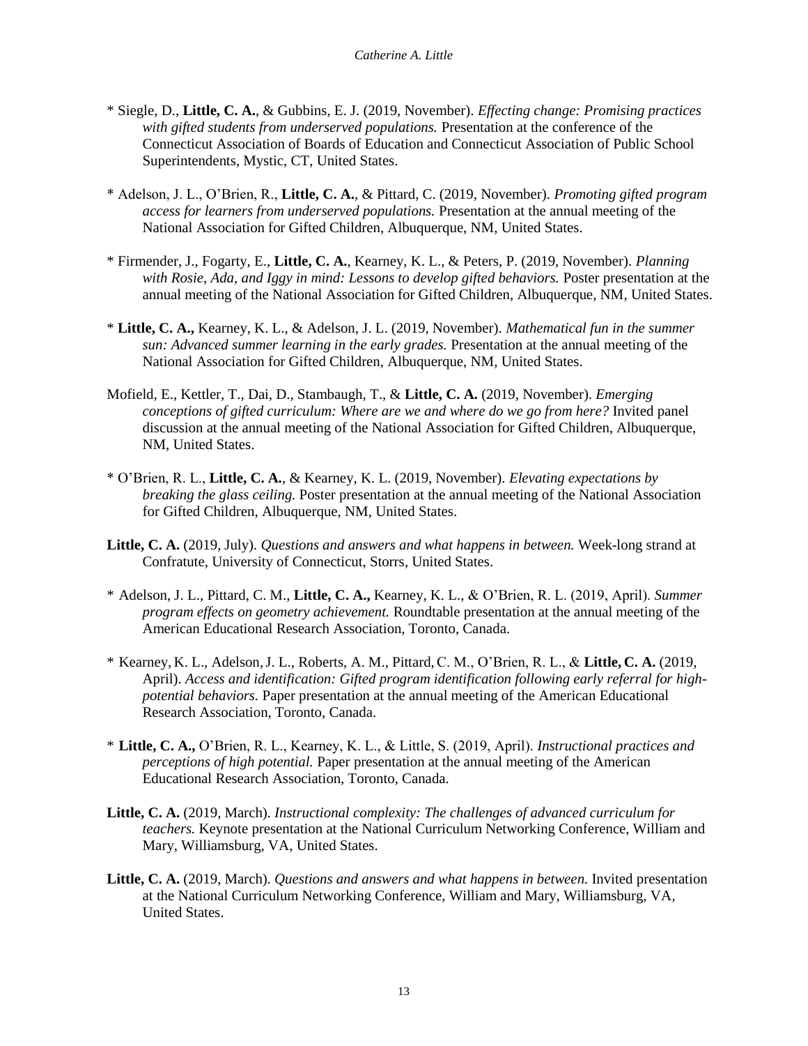* Siegle, D., **Little, C. A.**, & Gubbins, E. J. (2019, November). *Effecting change: Promising practices with gifted students from underserved populations.* Presentation at the conference of the Connecticut Association of Boards of Education and Connecticut Association of Public School Superintendents, Mystic, CT, United States.

* Adelson, J. L., O'Brien, R., **Little, C. A.**, & Pittard, C. (2019, November). *Promoting gifted program access for learners from underserved populations.* Presentation at the annual meeting of the National Association for Gifted Children, Albuquerque, NM, United States.

* Firmender, J., Fogarty, E., **Little, C. A.**, Kearney, K. L., & Peters, P. (2019, November). *Planning with Rosie, Ada, and Iggy in mind: Lessons to develop gifted behaviors.* Poster presentation at the annual meeting of the National Association for Gifted Children, Albuquerque, NM, United States.

* **Little, C. A.,** Kearney, K. L., & Adelson, J. L. (2019, November). *Mathematical fun in the summer sun: Advanced summer learning in the early grades.* Presentation at the annual meeting of the National Association for Gifted Children, Albuquerque, NM, United States.

Mofield, E., Kettler, T., Dai, D., Stambaugh, T., & **Little, C. A.** (2019, November). *Emerging conceptions of gifted curriculum: Where are we and where do we go from here?* Invited panel discussion at the annual meeting of the National Association for Gifted Children, Albuquerque, NM, United States.

* O'Brien, R. L., **Little, C. A.**, & Kearney, K. L. (2019, November). *Elevating expectations by breaking the glass ceiling.* Poster presentation at the annual meeting of the National Association for Gifted Children, Albuquerque, NM, United States.

**Little, C. A.** (2019, July). *Questions and answers and what happens in between.* Week-long strand at Confratute, University of Connecticut, Storrs, United States.

* Adelson, J. L., Pittard, C. M., **Little, C. A.,** Kearney, K. L., & O'Brien, R. L. (2019, April). *Summer program effects on geometry achievement.* Roundtable presentation at the annual meeting of the American Educational Research Association, Toronto, Canada.

* Kearney, K. L., Adelson, J. L., Roberts, A. M., Pittard, C. M., O'Brien, R. L., & **Little, C. A.** (2019, April). *Access and identification: Gifted program identification following early referral for high-potential behaviors.* Paper presentation at the annual meeting of the American Educational Research Association, Toronto, Canada.

* **Little, C. A.,** O'Brien, R. L., Kearney, K. L., & Little, S. (2019, April). *Instructional practices and perceptions of high potential.* Paper presentation at the annual meeting of the American Educational Research Association, Toronto, Canada.

**Little, C. A.** (2019, March). *Instructional complexity: The challenges of advanced curriculum for teachers.* Keynote presentation at the National Curriculum Networking Conference, William and Mary, Williamsburg, VA, United States.

**Little, C. A.** (2019, March). *Questions and answers and what happens in between.* Invited presentation at the National Curriculum Networking Conference, William and Mary, Williamsburg, VA, United States.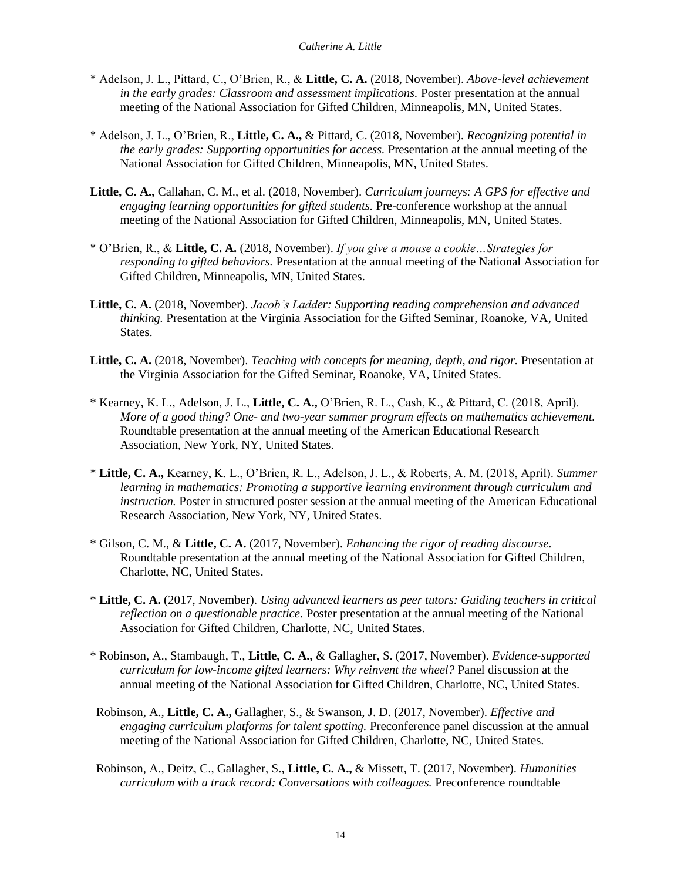\* Adelson, J. L., Pittard, C., O'Brien, R., & **Little, C. A.** (2018, November). *Above-level achievement in the early grades: Classroom and assessment implications.* Poster presentation at the annual meeting of the National Association for Gifted Children, Minneapolis, MN, United States.

\* Adelson, J. L., O'Brien, R., **Little, C. A.,** & Pittard, C. (2018, November). *Recognizing potential in the early grades: Supporting opportunities for access.* Presentation at the annual meeting of the National Association for Gifted Children, Minneapolis, MN, United States.

**Little, C. A.,** Callahan, C. M., et al. (2018, November). *Curriculum journeys: A GPS for effective and engaging learning opportunities for gifted students.* Pre-conference workshop at the annual meeting of the National Association for Gifted Children, Minneapolis, MN, United States.

\* O'Brien, R., & **Little, C. A.** (2018, November). *If you give a mouse a cookie…Strategies for responding to gifted behaviors.* Presentation at the annual meeting of the National Association for Gifted Children, Minneapolis, MN, United States.

**Little, C. A.** (2018, November). *Jacob's Ladder: Supporting reading comprehension and advanced thinking.* Presentation at the Virginia Association for the Gifted Seminar, Roanoke, VA, United States.

**Little, C. A.** (2018, November). *Teaching with concepts for meaning, depth, and rigor.* Presentation at the Virginia Association for the Gifted Seminar, Roanoke, VA, United States.

\* Kearney, K. L., Adelson, J. L., **Little, C. A.,** O'Brien, R. L., Cash, K., & Pittard, C. (2018, April). *More of a good thing? One- and two-year summer program effects on mathematics achievement.* Roundtable presentation at the annual meeting of the American Educational Research Association, New York, NY, United States.

\* **Little, C. A.,** Kearney, K. L., O'Brien, R. L., Adelson, J. L., & Roberts, A. M. (2018, April). *Summer learning in mathematics: Promoting a supportive learning environment through curriculum and instruction.* Poster in structured poster session at the annual meeting of the American Educational Research Association, New York, NY, United States.

\* Gilson, C. M., & **Little, C. A.** (2017, November). *Enhancing the rigor of reading discourse.* Roundtable presentation at the annual meeting of the National Association for Gifted Children, Charlotte, NC, United States.

\* **Little, C. A.** (2017, November). *Using advanced learners as peer tutors: Guiding teachers in critical reflection on a questionable practice.* Poster presentation at the annual meeting of the National Association for Gifted Children, Charlotte, NC, United States.

\* Robinson, A., Stambaugh, T., **Little, C. A.,** & Gallagher, S. (2017, November). *Evidence-supported curriculum for low-income gifted learners: Why reinvent the wheel?* Panel discussion at the annual meeting of the National Association for Gifted Children, Charlotte, NC, United States.

Robinson, A., **Little, C. A.,** Gallagher, S., & Swanson, J. D. (2017, November). *Effective and engaging curriculum platforms for talent spotting.* Preconference panel discussion at the annual meeting of the National Association for Gifted Children, Charlotte, NC, United States.

Robinson, A., Deitz, C., Gallagher, S., **Little, C. A.,** & Missett, T. (2017, November). *Humanities curriculum with a track record: Conversations with colleagues.* Preconference roundtable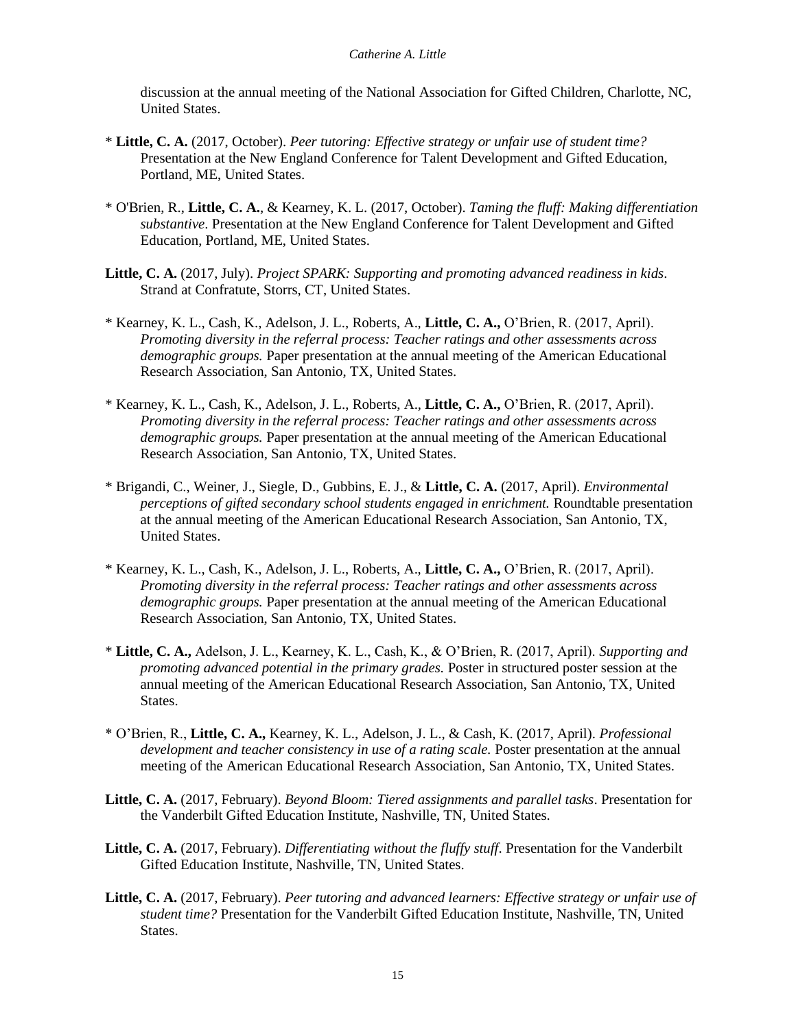discussion at the annual meeting of the National Association for Gifted Children, Charlotte, NC, United States.

* **Little, C. A.** (2017, October). *Peer tutoring: Effective strategy or unfair use of student time?* Presentation at the New England Conference for Talent Development and Gifted Education, Portland, ME, United States.

* O'Brien, R., **Little, C. A.**, & Kearney, K. L. (2017, October). *Taming the fluff: Making differentiation substantive*. Presentation at the New England Conference for Talent Development and Gifted Education, Portland, ME, United States.

**Little, C. A.** (2017, July). *Project SPARK: Supporting and promoting advanced readiness in kids*. Strand at Confratute, Storrs, CT, United States.

* Kearney, K. L., Cash, K., Adelson, J. L., Roberts, A., **Little, C. A.,** O'Brien, R. (2017, April). *Promoting diversity in the referral process: Teacher ratings and other assessments across demographic groups.* Paper presentation at the annual meeting of the American Educational Research Association, San Antonio, TX, United States.

* Kearney, K. L., Cash, K., Adelson, J. L., Roberts, A., **Little, C. A.,** O'Brien, R. (2017, April). *Promoting diversity in the referral process: Teacher ratings and other assessments across demographic groups.* Paper presentation at the annual meeting of the American Educational Research Association, San Antonio, TX, United States.

* Brigandi, C., Weiner, J., Siegle, D., Gubbins, E. J., & **Little, C. A.** (2017, April). *Environmental perceptions of gifted secondary school students engaged in enrichment.* Roundtable presentation at the annual meeting of the American Educational Research Association, San Antonio, TX, United States.

* Kearney, K. L., Cash, K., Adelson, J. L., Roberts, A., **Little, C. A.,** O'Brien, R. (2017, April). *Promoting diversity in the referral process: Teacher ratings and other assessments across demographic groups.* Paper presentation at the annual meeting of the American Educational Research Association, San Antonio, TX, United States.

* **Little, C. A.,** Adelson, J. L., Kearney, K. L., Cash, K., & O'Brien, R. (2017, April). *Supporting and promoting advanced potential in the primary grades.* Poster in structured poster session at the annual meeting of the American Educational Research Association, San Antonio, TX, United States.

* O'Brien, R., **Little, C. A.,** Kearney, K. L., Adelson, J. L., & Cash, K. (2017, April). *Professional development and teacher consistency in use of a rating scale.* Poster presentation at the annual meeting of the American Educational Research Association, San Antonio, TX, United States.

**Little, C. A.** (2017, February). *Beyond Bloom: Tiered assignments and parallel tasks*. Presentation for the Vanderbilt Gifted Education Institute, Nashville, TN, United States.

**Little, C. A.** (2017, February). *Differentiating without the fluffy stuff*. Presentation for the Vanderbilt Gifted Education Institute, Nashville, TN, United States.

**Little, C. A.** (2017, February). *Peer tutoring and advanced learners: Effective strategy or unfair use of student time?* Presentation for the Vanderbilt Gifted Education Institute, Nashville, TN, United States.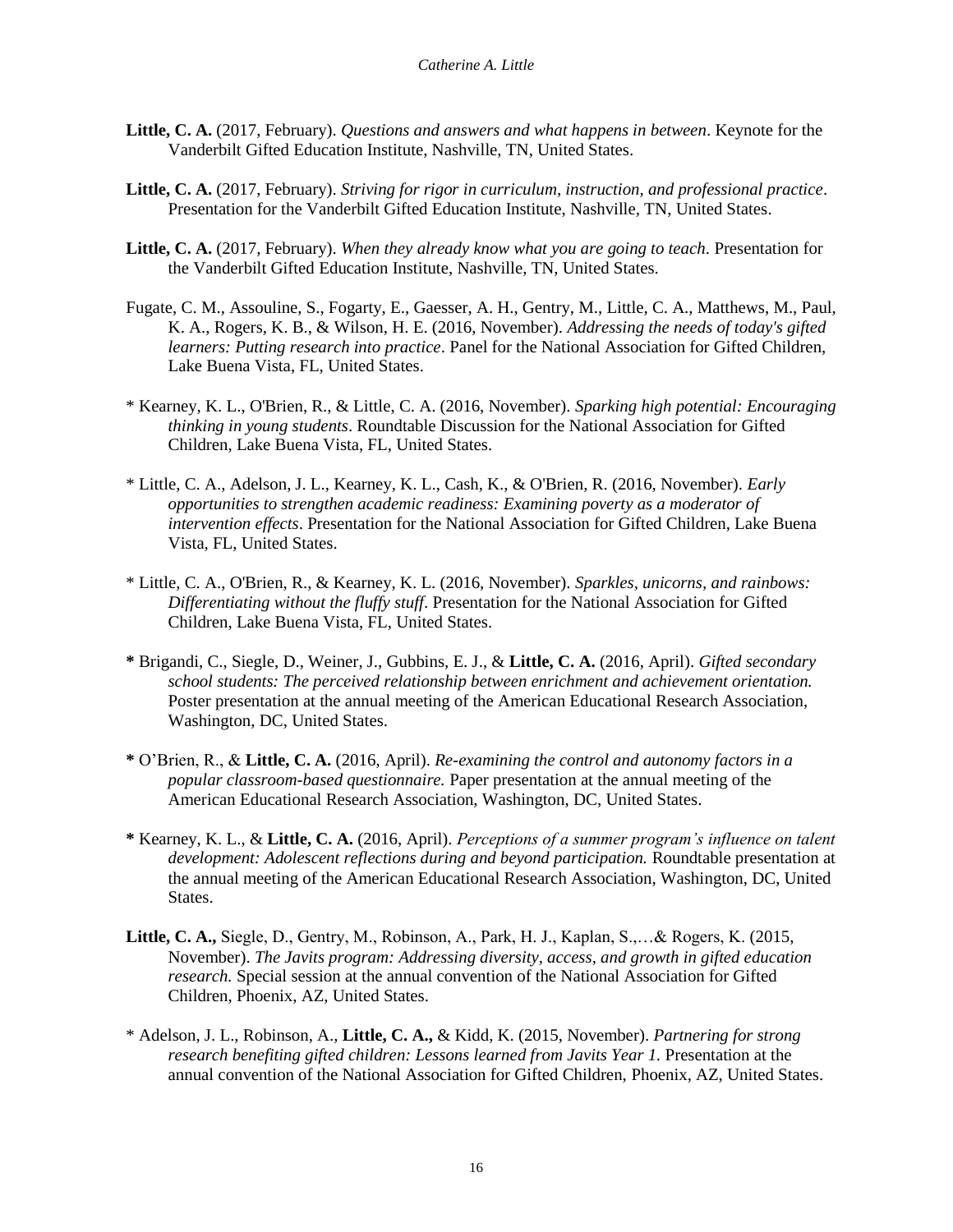**Little, C. A.** (2017, February). *Questions and answers and what happens in between*. Keynote for the Vanderbilt Gifted Education Institute, Nashville, TN, United States.

**Little, C. A.** (2017, February). *Striving for rigor in curriculum, instruction, and professional practice*. Presentation for the Vanderbilt Gifted Education Institute, Nashville, TN, United States.

**Little, C. A.** (2017, February). *When they already know what you are going to teach*. Presentation for the Vanderbilt Gifted Education Institute, Nashville, TN, United States.

Fugate, C. M., Assouline, S., Fogarty, E., Gaesser, A. H., Gentry, M., Little, C. A., Matthews, M., Paul, K. A., Rogers, K. B., & Wilson, H. E. (2016, November). *Addressing the needs of today's gifted learners: Putting research into practice*. Panel for the National Association for Gifted Children, Lake Buena Vista, FL, United States.

\* Kearney, K. L., O'Brien, R., & Little, C. A. (2016, November). *Sparking high potential: Encouraging thinking in young students*. Roundtable Discussion for the National Association for Gifted Children, Lake Buena Vista, FL, United States.

\* Little, C. A., Adelson, J. L., Kearney, K. L., Cash, K., & O'Brien, R. (2016, November). *Early opportunities to strengthen academic readiness: Examining poverty as a moderator of intervention effects*. Presentation for the National Association for Gifted Children, Lake Buena Vista, FL, United States.

\* Little, C. A., O'Brien, R., & Kearney, K. L. (2016, November). *Sparkles, unicorns, and rainbows: Differentiating without the fluffy stuff*. Presentation for the National Association for Gifted Children, Lake Buena Vista, FL, United States.

**\*** Brigandi, C., Siegle, D., Weiner, J., Gubbins, E. J., & **Little, C. A.** (2016, April). *Gifted secondary school students: The perceived relationship between enrichment and achievement orientation.* Poster presentation at the annual meeting of the American Educational Research Association, Washington, DC, United States.

**\*** O'Brien, R., & **Little, C. A.** (2016, April). *Re-examining the control and autonomy factors in a popular classroom-based questionnaire.* Paper presentation at the annual meeting of the American Educational Research Association, Washington, DC, United States.

**\*** Kearney, K. L., & **Little, C. A.** (2016, April). *Perceptions of a summer program's influence on talent development: Adolescent reflections during and beyond participation.* Roundtable presentation at the annual meeting of the American Educational Research Association, Washington, DC, United States.

**Little, C. A.,** Siegle, D., Gentry, M., Robinson, A., Park, H. J., Kaplan, S.,…& Rogers, K. (2015, November). *The Javits program: Addressing diversity, access, and growth in gifted education research.* Special session at the annual convention of the National Association for Gifted Children, Phoenix, AZ, United States.

\* Adelson, J. L., Robinson, A., **Little, C. A.,** & Kidd, K. (2015, November). *Partnering for strong research benefiting gifted children: Lessons learned from Javits Year 1.* Presentation at the annual convention of the National Association for Gifted Children, Phoenix, AZ, United States.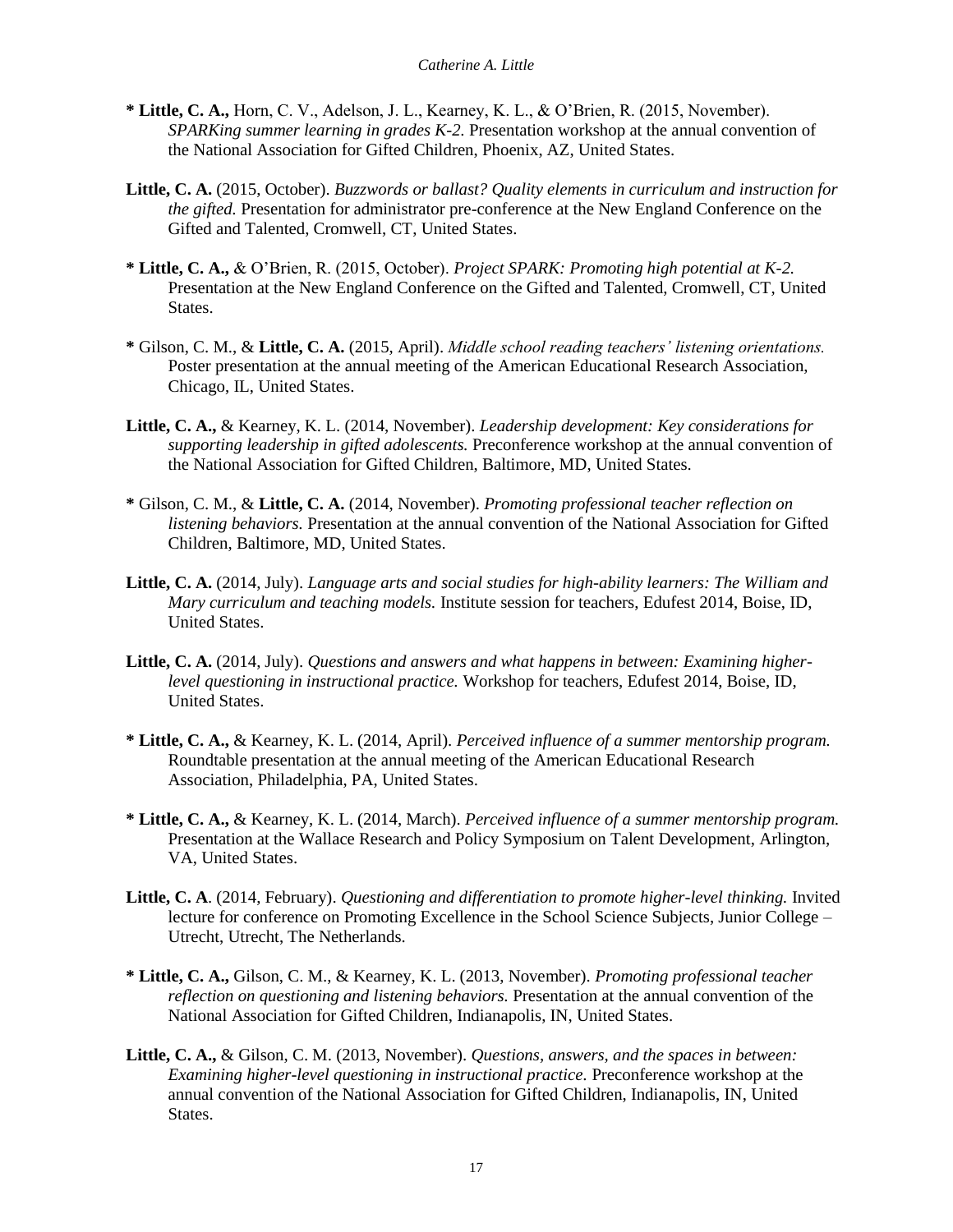**\* Little, C. A.,** Horn, C. V., Adelson, J. L., Kearney, K. L., & O'Brien, R. (2015, November). *SPARKing summer learning in grades K-2.* Presentation workshop at the annual convention of the National Association for Gifted Children, Phoenix, AZ, United States.

**Little, C. A.** (2015, October). *Buzzwords or ballast? Quality elements in curriculum and instruction for the gifted.* Presentation for administrator pre-conference at the New England Conference on the Gifted and Talented, Cromwell, CT, United States.

**\* Little, C. A.,** & O'Brien, R. (2015, October). *Project SPARK: Promoting high potential at K-2.* Presentation at the New England Conference on the Gifted and Talented, Cromwell, CT, United States.

**\*** Gilson, C. M., & **Little, C. A.** (2015, April). *Middle school reading teachers' listening orientations.* Poster presentation at the annual meeting of the American Educational Research Association, Chicago, IL, United States.

**Little, C. A.,** & Kearney, K. L. (2014, November). *Leadership development: Key considerations for supporting leadership in gifted adolescents.* Preconference workshop at the annual convention of the National Association for Gifted Children, Baltimore, MD, United States.

**\*** Gilson, C. M., & **Little, C. A.** (2014, November). *Promoting professional teacher reflection on listening behaviors.* Presentation at the annual convention of the National Association for Gifted Children, Baltimore, MD, United States.

**Little, C. A.** (2014, July). *Language arts and social studies for high-ability learners: The William and Mary curriculum and teaching models.* Institute session for teachers, Edufest 2014, Boise, ID, United States.

**Little, C. A.** (2014, July). *Questions and answers and what happens in between: Examining higher-level questioning in instructional practice.* Workshop for teachers, Edufest 2014, Boise, ID, United States.

**\* Little, C. A.,** & Kearney, K. L. (2014, April). *Perceived influence of a summer mentorship program.* Roundtable presentation at the annual meeting of the American Educational Research Association, Philadelphia, PA, United States.

**\* Little, C. A.,** & Kearney, K. L. (2014, March). *Perceived influence of a summer mentorship program.* Presentation at the Wallace Research and Policy Symposium on Talent Development, Arlington, VA, United States.

**Little, C. A**. (2014, February). *Questioning and differentiation to promote higher-level thinking.* Invited lecture for conference on Promoting Excellence in the School Science Subjects, Junior College – Utrecht, Utrecht, The Netherlands.

**\* Little, C. A.,** Gilson, C. M., & Kearney, K. L. (2013, November). *Promoting professional teacher reflection on questioning and listening behaviors.* Presentation at the annual convention of the National Association for Gifted Children, Indianapolis, IN, United States.

**Little, C. A.,** & Gilson, C. M. (2013, November). *Questions, answers, and the spaces in between: Examining higher-level questioning in instructional practice.* Preconference workshop at the annual convention of the National Association for Gifted Children, Indianapolis, IN, United States.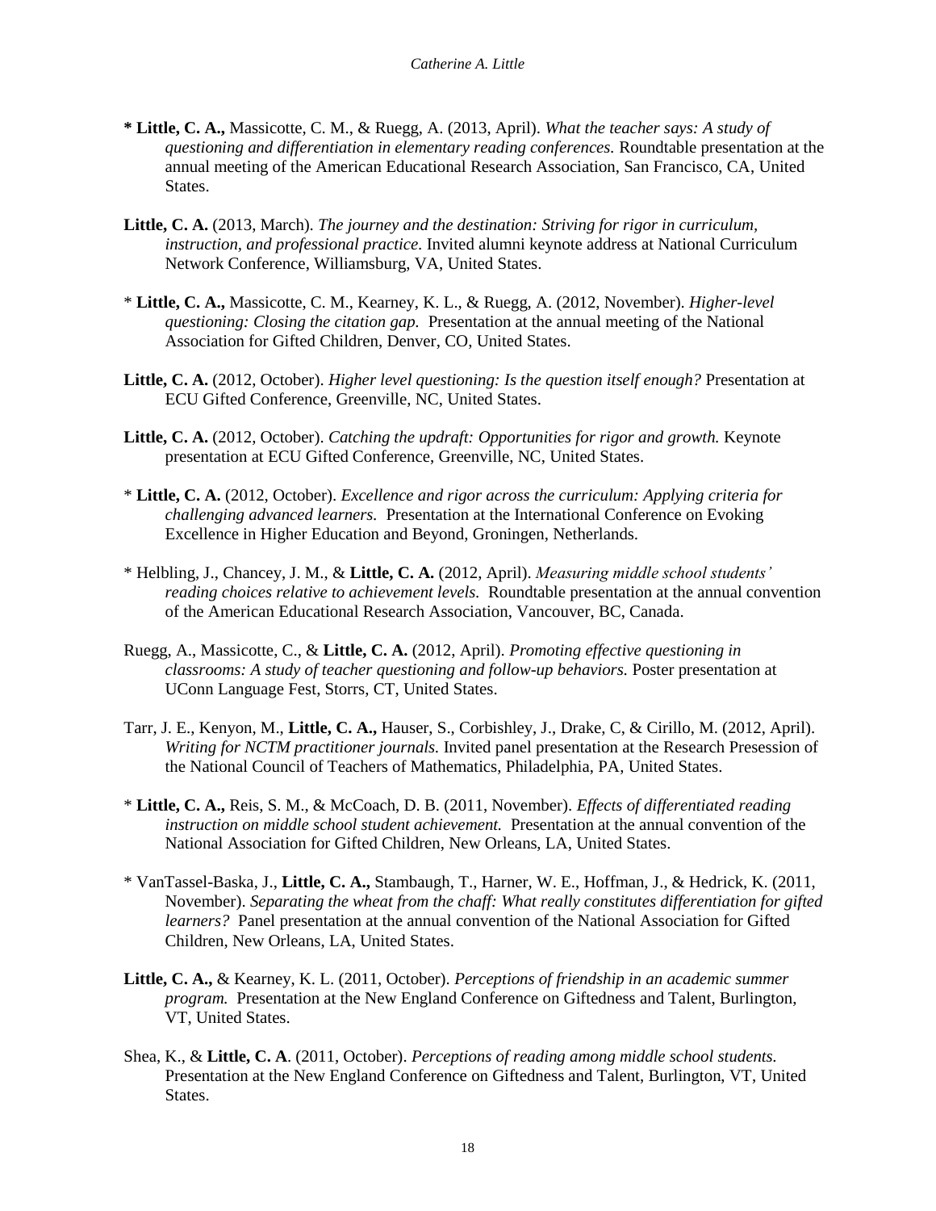**\* Little, C. A.,** Massicotte, C. M., & Ruegg, A. (2013, April). *What the teacher says: A study of questioning and differentiation in elementary reading conferences.* Roundtable presentation at the annual meeting of the American Educational Research Association, San Francisco, CA, United States.

**Little, C. A.** (2013, March). *The journey and the destination: Striving for rigor in curriculum, instruction, and professional practice.* Invited alumni keynote address at National Curriculum Network Conference, Williamsburg, VA, United States.

\* **Little, C. A.,** Massicotte, C. M., Kearney, K. L., & Ruegg, A. (2012, November). *Higher-level questioning: Closing the citation gap.* Presentation at the annual meeting of the National Association for Gifted Children, Denver, CO, United States.

**Little, C. A.** (2012, October). *Higher level questioning: Is the question itself enough?* Presentation at ECU Gifted Conference, Greenville, NC, United States.

**Little, C. A.** (2012, October). *Catching the updraft: Opportunities for rigor and growth.* Keynote presentation at ECU Gifted Conference, Greenville, NC, United States.

\* **Little, C. A.** (2012, October). *Excellence and rigor across the curriculum: Applying criteria for challenging advanced learners.* Presentation at the International Conference on Evoking Excellence in Higher Education and Beyond, Groningen, Netherlands.

\* Helbling, J., Chancey, J. M., & **Little, C. A.** (2012, April). *Measuring middle school students' reading choices relative to achievement levels.* Roundtable presentation at the annual convention of the American Educational Research Association, Vancouver, BC, Canada.

Ruegg, A., Massicotte, C., & **Little, C. A.** (2012, April). *Promoting effective questioning in classrooms: A study of teacher questioning and follow-up behaviors.* Poster presentation at UConn Language Fest, Storrs, CT, United States.

Tarr, J. E., Kenyon, M., **Little, C. A.,** Hauser, S., Corbishley, J., Drake, C, & Cirillo, M. (2012, April). *Writing for NCTM practitioner journals.* Invited panel presentation at the Research Presession of the National Council of Teachers of Mathematics, Philadelphia, PA, United States.

\* **Little, C. A.,** Reis, S. M., & McCoach, D. B. (2011, November). *Effects of differentiated reading instruction on middle school student achievement.* Presentation at the annual convention of the National Association for Gifted Children, New Orleans, LA, United States.

\* VanTassel-Baska, J., **Little, C. A.,** Stambaugh, T., Harner, W. E., Hoffman, J., & Hedrick, K. (2011, November). *Separating the wheat from the chaff: What really constitutes differentiation for gifted learners?* Panel presentation at the annual convention of the National Association for Gifted Children, New Orleans, LA, United States.

**Little, C. A.,** & Kearney, K. L. (2011, October). *Perceptions of friendship in an academic summer program.* Presentation at the New England Conference on Giftedness and Talent, Burlington, VT, United States.

Shea, K., & **Little, C. A**. (2011, October). *Perceptions of reading among middle school students.* Presentation at the New England Conference on Giftedness and Talent, Burlington, VT, United States.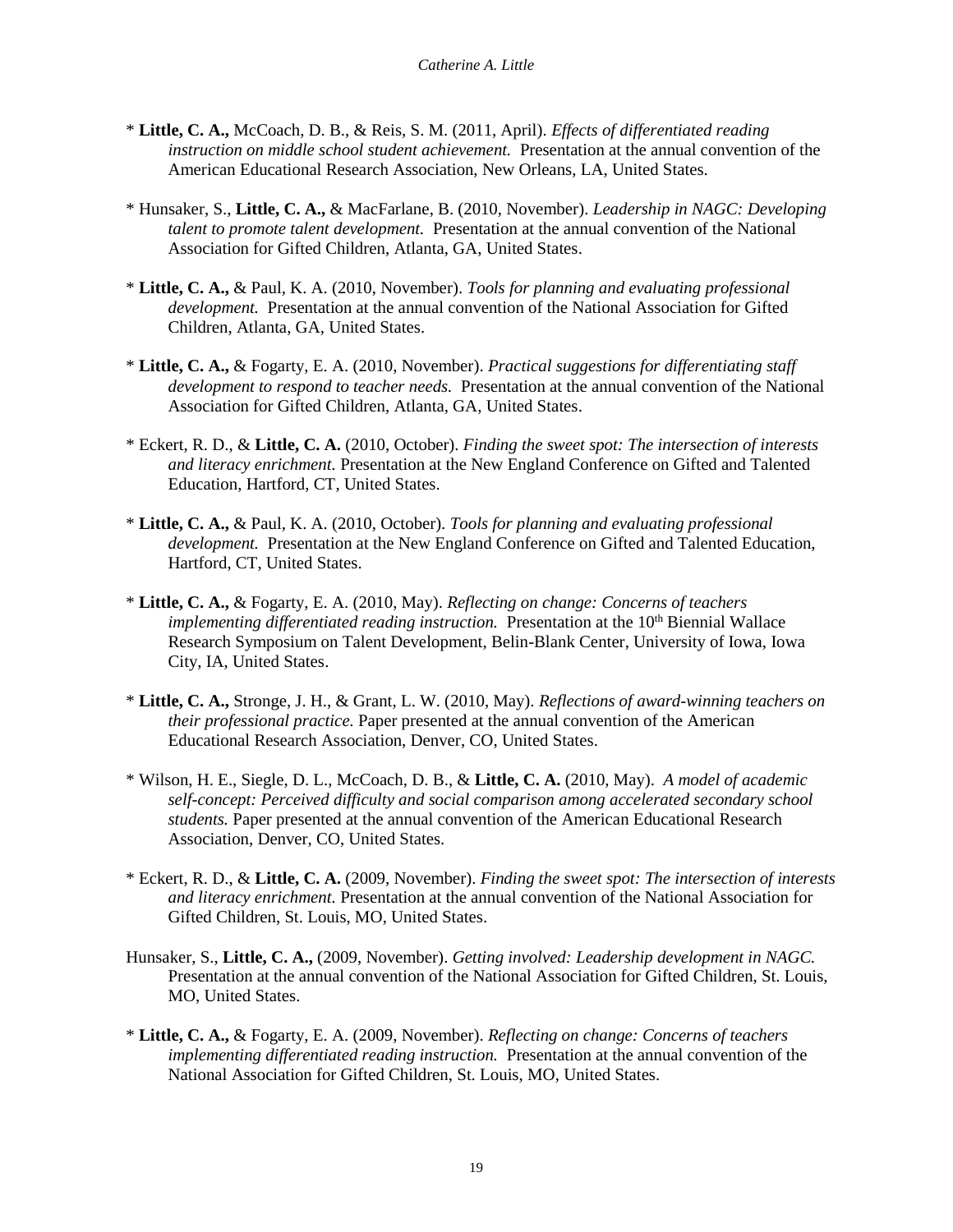* **Little, C. A.,** McCoach, D. B., & Reis, S. M. (2011, April). *Effects of differentiated reading instruction on middle school student achievement.* Presentation at the annual convention of the American Educational Research Association, New Orleans, LA, United States.

* Hunsaker, S., **Little, C. A.,** & MacFarlane, B. (2010, November). *Leadership in NAGC: Developing talent to promote talent development.* Presentation at the annual convention of the National Association for Gifted Children, Atlanta, GA, United States.

* **Little, C. A.,** & Paul, K. A. (2010, November). *Tools for planning and evaluating professional development.* Presentation at the annual convention of the National Association for Gifted Children, Atlanta, GA, United States.

* **Little, C. A.,** & Fogarty, E. A. (2010, November). *Practical suggestions for differentiating staff development to respond to teacher needs.* Presentation at the annual convention of the National Association for Gifted Children, Atlanta, GA, United States.

* Eckert, R. D., & **Little, C. A.** (2010, October). *Finding the sweet spot: The intersection of interests and literacy enrichment.* Presentation at the New England Conference on Gifted and Talented Education, Hartford, CT, United States.

* **Little, C. A.,** & Paul, K. A. (2010, October). *Tools for planning and evaluating professional development.* Presentation at the New England Conference on Gifted and Talented Education, Hartford, CT, United States.

* **Little, C. A.,** & Fogarty, E. A. (2010, May). *Reflecting on change: Concerns of teachers implementing differentiated reading instruction.* Presentation at the 10th Biennial Wallace Research Symposium on Talent Development, Belin-Blank Center, University of Iowa, Iowa City, IA, United States.

* **Little, C. A.,** Stronge, J. H., & Grant, L. W. (2010, May). *Reflections of award-winning teachers on their professional practice.* Paper presented at the annual convention of the American Educational Research Association, Denver, CO, United States.

* Wilson, H. E., Siegle, D. L., McCoach, D. B., & **Little, C. A.** (2010, May). *A model of academic self-concept: Perceived difficulty and social comparison among accelerated secondary school students.* Paper presented at the annual convention of the American Educational Research Association, Denver, CO, United States.

* Eckert, R. D., & **Little, C. A.** (2009, November). *Finding the sweet spot: The intersection of interests and literacy enrichment.* Presentation at the annual convention of the National Association for Gifted Children, St. Louis, MO, United States.

Hunsaker, S., **Little, C. A.,** (2009, November). *Getting involved: Leadership development in NAGC.* Presentation at the annual convention of the National Association for Gifted Children, St. Louis, MO, United States.

* **Little, C. A.,** & Fogarty, E. A. (2009, November). *Reflecting on change: Concerns of teachers implementing differentiated reading instruction.* Presentation at the annual convention of the National Association for Gifted Children, St. Louis, MO, United States.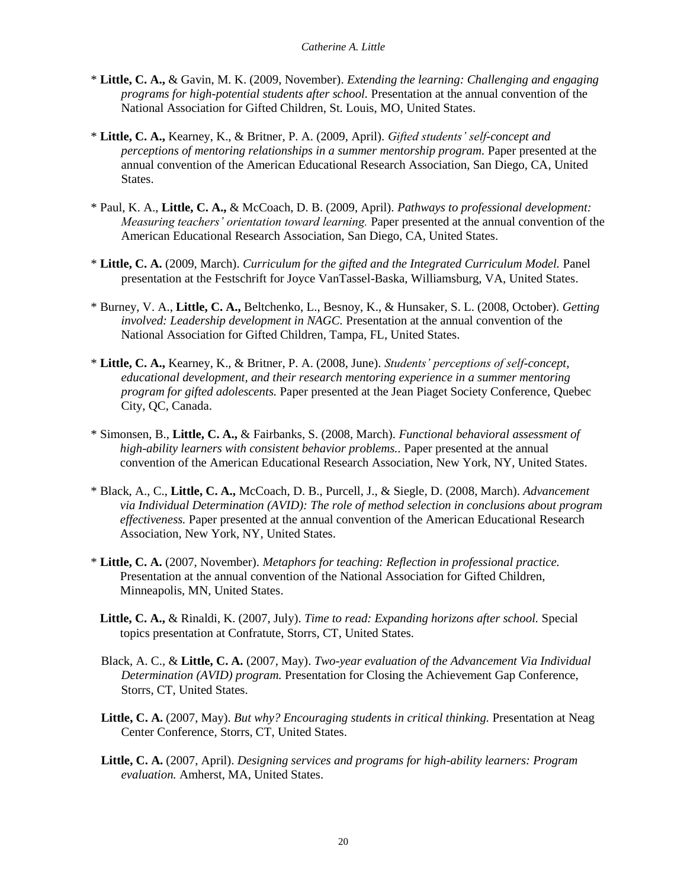\* **Little, C. A.,** & Gavin, M. K. (2009, November). *Extending the learning: Challenging and engaging programs for high-potential students after school.* Presentation at the annual convention of the National Association for Gifted Children, St. Louis, MO, United States.

\* **Little, C. A.,** Kearney, K., & Britner, P. A. (2009, April). *Gifted students' self-concept and perceptions of mentoring relationships in a summer mentorship program.* Paper presented at the annual convention of the American Educational Research Association, San Diego, CA, United States.

\* Paul, K. A., **Little, C. A.,** & McCoach, D. B. (2009, April). *Pathways to professional development: Measuring teachers' orientation toward learning.* Paper presented at the annual convention of the American Educational Research Association, San Diego, CA, United States.

\* **Little, C. A.** (2009, March). *Curriculum for the gifted and the Integrated Curriculum Model.* Panel presentation at the Festschrift for Joyce VanTassel-Baska, Williamsburg, VA, United States.

\* Burney, V. A., **Little, C. A.,** Beltchenko, L., Besnoy, K., & Hunsaker, S. L. (2008, October). *Getting involved: Leadership development in NAGC.* Presentation at the annual convention of the National Association for Gifted Children, Tampa, FL, United States.

\* **Little, C. A.,** Kearney, K., & Britner, P. A. (2008, June). *Students' perceptions of self-concept, educational development, and their research mentoring experience in a summer mentoring program for gifted adolescents.* Paper presented at the Jean Piaget Society Conference, Quebec City, QC, Canada.

\* Simonsen, B., **Little, C. A.,** & Fairbanks, S. (2008, March). *Functional behavioral assessment of high-ability learners with consistent behavior problems..* Paper presented at the annual convention of the American Educational Research Association, New York, NY, United States.

\* Black, A., C., **Little, C. A.,** McCoach, D. B., Purcell, J., & Siegle, D. (2008, March). *Advancement via Individual Determination (AVID): The role of method selection in conclusions about program effectiveness.* Paper presented at the annual convention of the American Educational Research Association, New York, NY, United States.

\* **Little, C. A.** (2007, November). *Metaphors for teaching: Reflection in professional practice.* Presentation at the annual convention of the National Association for Gifted Children, Minneapolis, MN, United States.

**Little, C. A.,** & Rinaldi, K. (2007, July). *Time to read: Expanding horizons after school.* Special topics presentation at Confratute, Storrs, CT, United States.

Black, A. C., & **Little, C. A.** (2007, May). *Two-year evaluation of the Advancement Via Individual Determination (AVID) program.* Presentation for Closing the Achievement Gap Conference, Storrs, CT, United States.

**Little, C. A.** (2007, May). *But why? Encouraging students in critical thinking.* Presentation at Neag Center Conference, Storrs, CT, United States.

**Little, C. A.** (2007, April). *Designing services and programs for high-ability learners: Program evaluation.* Amherst, MA, United States.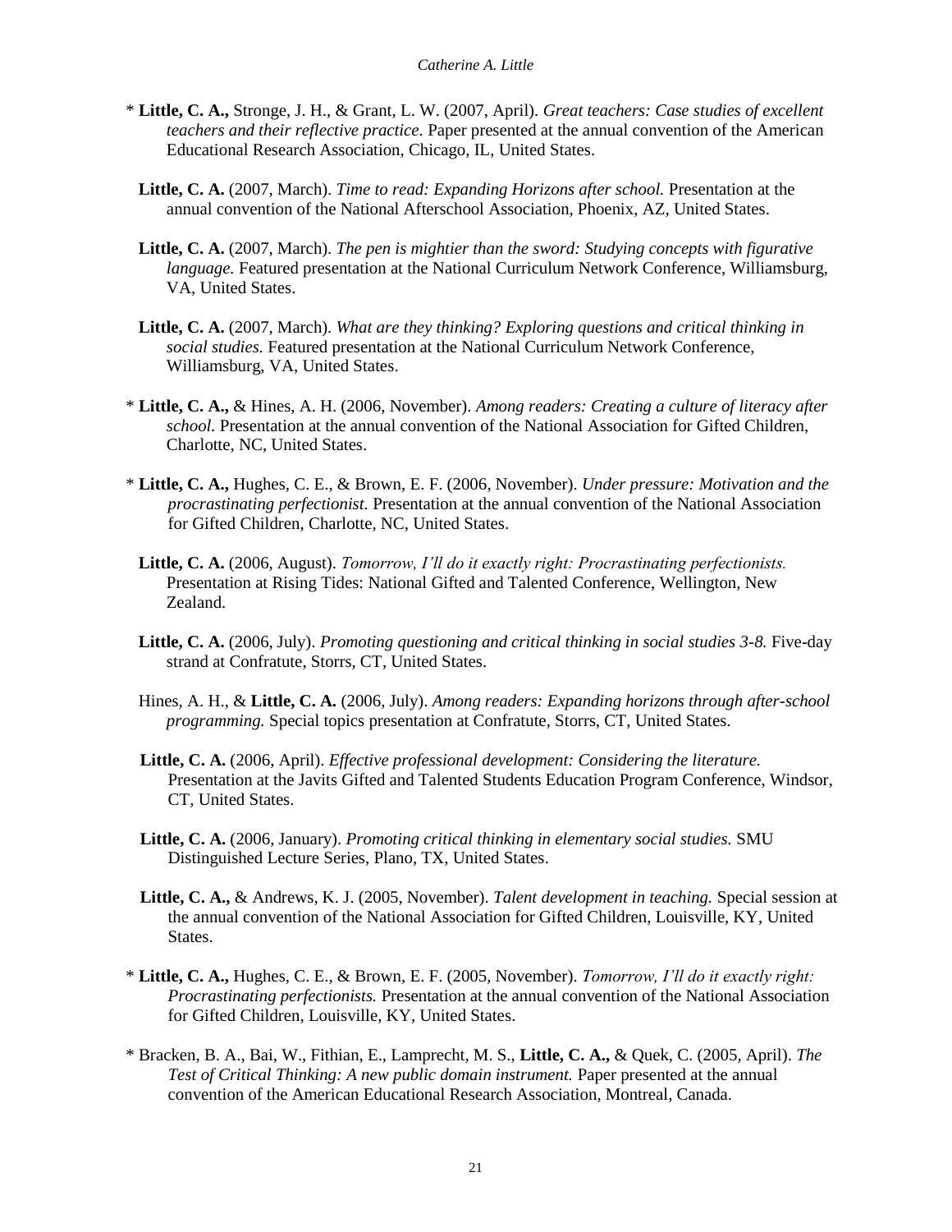\* **Little, C. A.,** Stronge, J. H., & Grant, L. W. (2007, April). *Great teachers: Case studies of excellent teachers and their reflective practice*. Paper presented at the annual convention of the American Educational Research Association, Chicago, IL, United States.

**Little, C. A.** (2007, March). *Time to read: Expanding Horizons after school.* Presentation at the annual convention of the National Afterschool Association, Phoenix, AZ, United States.

**Little, C. A.** (2007, March). *The pen is mightier than the sword: Studying concepts with figurative language.* Featured presentation at the National Curriculum Network Conference, Williamsburg, VA, United States.

**Little, C. A.** (2007, March). *What are they thinking? Exploring questions and critical thinking in social studies.* Featured presentation at the National Curriculum Network Conference, Williamsburg, VA, United States.

\* **Little, C. A.,** & Hines, A. H. (2006, November). *Among readers: Creating a culture of literacy after school.* Presentation at the annual convention of the National Association for Gifted Children, Charlotte, NC, United States.

\* **Little, C. A.,** Hughes, C. E., & Brown, E. F. (2006, November). *Under pressure: Motivation and the procrastinating perfectionist.* Presentation at the annual convention of the National Association for Gifted Children, Charlotte, NC, United States.

**Little, C. A.** (2006, August). *Tomorrow, I'll do it exactly right: Procrastinating perfectionists.* Presentation at Rising Tides: National Gifted and Talented Conference, Wellington, New Zealand.

**Little, C. A.** (2006, July). *Promoting questioning and critical thinking in social studies 3-8.* Five-day strand at Confratute, Storrs, CT, United States.

Hines, A. H., & **Little, C. A.** (2006, July). *Among readers: Expanding horizons through after-school programming.* Special topics presentation at Confratute, Storrs, CT, United States.

**Little, C. A.** (2006, April). *Effective professional development: Considering the literature.* Presentation at the Javits Gifted and Talented Students Education Program Conference, Windsor, CT, United States.

**Little, C. A.** (2006, January). *Promoting critical thinking in elementary social studies.* SMU Distinguished Lecture Series, Plano, TX, United States.

**Little, C. A.,** & Andrews, K. J. (2005, November). *Talent development in teaching.* Special session at the annual convention of the National Association for Gifted Children, Louisville, KY, United States.

\* **Little, C. A.,** Hughes, C. E., & Brown, E. F. (2005, November). *Tomorrow, I'll do it exactly right: Procrastinating perfectionists.* Presentation at the annual convention of the National Association for Gifted Children, Louisville, KY, United States.

\* Bracken, B. A., Bai, W., Fithian, E., Lamprecht, M. S., **Little, C. A.,** & Quek, C. (2005, April). *The Test of Critical Thinking: A new public domain instrument.* Paper presented at the annual convention of the American Educational Research Association, Montreal, Canada.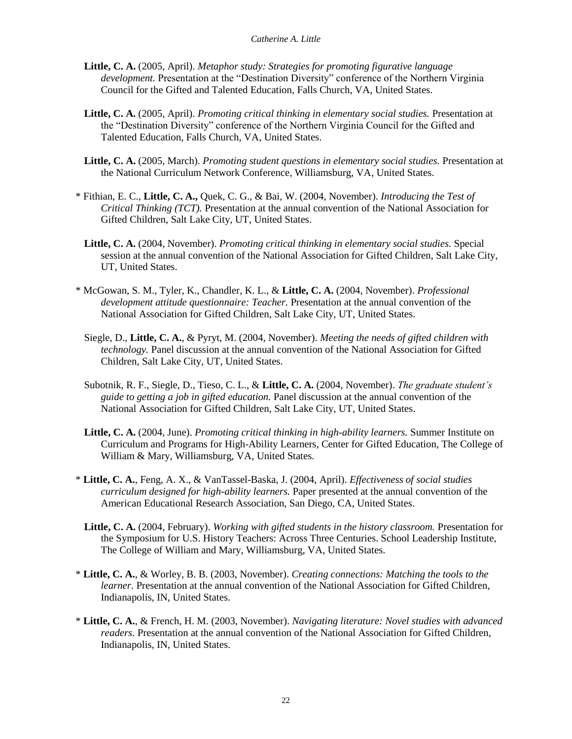**Little, C. A.** (2005, April). *Metaphor study: Strategies for promoting figurative language development.* Presentation at the "Destination Diversity" conference of the Northern Virginia Council for the Gifted and Talented Education, Falls Church, VA, United States.

**Little, C. A.** (2005, April). *Promoting critical thinking in elementary social studies.* Presentation at the "Destination Diversity" conference of the Northern Virginia Council for the Gifted and Talented Education, Falls Church, VA, United States.

**Little, C. A.** (2005, March). *Promoting student questions in elementary social studies.* Presentation at the National Curriculum Network Conference, Williamsburg, VA, United States.

\* Fithian, E. C., **Little, C. A.,** Quek, C. G., & Bai, W. (2004, November). *Introducing the Test of Critical Thinking (TCT).* Presentation at the annual convention of the National Association for Gifted Children, Salt Lake City, UT, United States.

**Little, C. A.** (2004, November). *Promoting critical thinking in elementary social studies.* Special session at the annual convention of the National Association for Gifted Children, Salt Lake City, UT, United States.

\* McGowan, S. M., Tyler, K., Chandler, K. L., & **Little, C. A.** (2004, November). *Professional development attitude questionnaire: Teacher.* Presentation at the annual convention of the National Association for Gifted Children, Salt Lake City, UT, United States.

Siegle, D., **Little, C. A.**, & Pyryt, M. (2004, November). *Meeting the needs of gifted children with technology.* Panel discussion at the annual convention of the National Association for Gifted Children, Salt Lake City, UT, United States.

Subotnik, R. F., Siegle, D., Tieso, C. L., & **Little, C. A.** (2004, November). *The graduate student's guide to getting a job in gifted education.* Panel discussion at the annual convention of the National Association for Gifted Children, Salt Lake City, UT, United States.

**Little, C. A.** (2004, June). *Promoting critical thinking in high-ability learners.* Summer Institute on Curriculum and Programs for High-Ability Learners, Center for Gifted Education, The College of William & Mary, Williamsburg, VA, United States.

\* **Little, C. A.**, Feng, A. X., & VanTassel-Baska, J. (2004, April). *Effectiveness of social studies curriculum designed for high-ability learners.* Paper presented at the annual convention of the American Educational Research Association, San Diego, CA, United States.

**Little, C. A.** (2004, February). *Working with gifted students in the history classroom.* Presentation for the Symposium for U.S. History Teachers: Across Three Centuries. School Leadership Institute, The College of William and Mary, Williamsburg, VA, United States.

\* **Little, C. A.**, & Worley, B. B. (2003, November). *Creating connections: Matching the tools to the learner.* Presentation at the annual convention of the National Association for Gifted Children, Indianapolis, IN, United States.

\* **Little, C. A.**, & French, H. M. (2003, November). *Navigating literature: Novel studies with advanced readers.* Presentation at the annual convention of the National Association for Gifted Children, Indianapolis, IN, United States.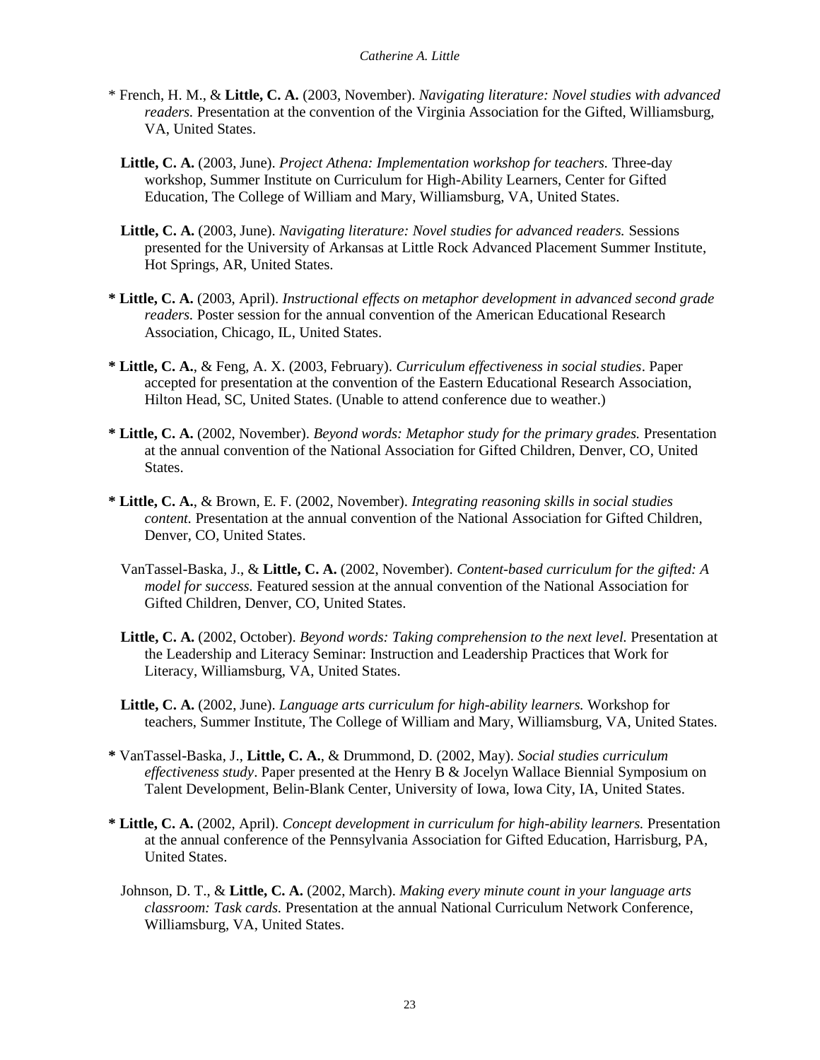\* French, H. M., & **Little, C. A.** (2003, November). *Navigating literature: Novel studies with advanced readers.* Presentation at the convention of the Virginia Association for the Gifted, Williamsburg, VA, United States.

**Little, C. A.** (2003, June). *Project Athena: Implementation workshop for teachers.* Three-day workshop, Summer Institute on Curriculum for High-Ability Learners, Center for Gifted Education, The College of William and Mary, Williamsburg, VA, United States.

**Little, C. A.** (2003, June). *Navigating literature: Novel studies for advanced readers.* Sessions presented for the University of Arkansas at Little Rock Advanced Placement Summer Institute, Hot Springs, AR, United States.

**\* Little, C. A.** (2003, April). *Instructional effects on metaphor development in advanced second grade readers.* Poster session for the annual convention of the American Educational Research Association, Chicago, IL, United States.

**\* Little, C. A.**, & Feng, A. X. (2003, February). *Curriculum effectiveness in social studies*. Paper accepted for presentation at the convention of the Eastern Educational Research Association, Hilton Head, SC, United States. (Unable to attend conference due to weather.)

**\* Little, C. A.** (2002, November). *Beyond words: Metaphor study for the primary grades.* Presentation at the annual convention of the National Association for Gifted Children, Denver, CO, United States.

**\* Little, C. A.**, & Brown, E. F. (2002, November). *Integrating reasoning skills in social studies content.* Presentation at the annual convention of the National Association for Gifted Children, Denver, CO, United States.

VanTassel-Baska, J., & **Little, C. A.** (2002, November). *Content-based curriculum for the gifted: A model for success.* Featured session at the annual convention of the National Association for Gifted Children, Denver, CO, United States.

**Little, C. A.** (2002, October). *Beyond words: Taking comprehension to the next level.* Presentation at the Leadership and Literacy Seminar: Instruction and Leadership Practices that Work for Literacy, Williamsburg, VA, United States.

**Little, C. A.** (2002, June). *Language arts curriculum for high-ability learners.* Workshop for teachers, Summer Institute, The College of William and Mary, Williamsburg, VA, United States.

**\*** VanTassel-Baska, J., **Little, C. A.**, & Drummond, D. (2002, May). *Social studies curriculum effectiveness study*. Paper presented at the Henry B & Jocelyn Wallace Biennial Symposium on Talent Development, Belin-Blank Center, University of Iowa, Iowa City, IA, United States.

**\* Little, C. A.** (2002, April). *Concept development in curriculum for high-ability learners.* Presentation at the annual conference of the Pennsylvania Association for Gifted Education, Harrisburg, PA, United States.

Johnson, D. T., & **Little, C. A.** (2002, March). *Making every minute count in your language arts classroom: Task cards.* Presentation at the annual National Curriculum Network Conference, Williamsburg, VA, United States.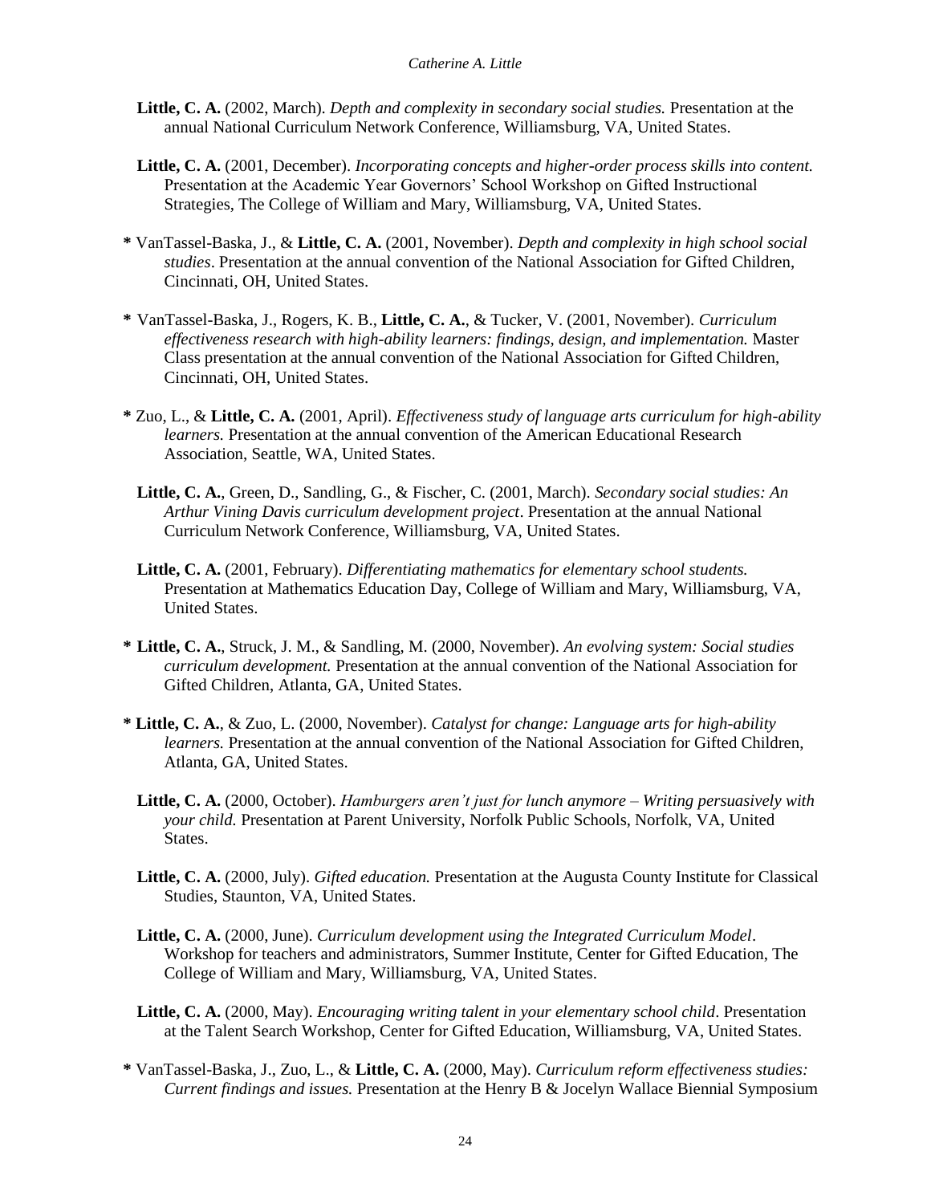**Little, C. A.** (2002, March). *Depth and complexity in secondary social studies.* Presentation at the annual National Curriculum Network Conference, Williamsburg, VA, United States.

**Little, C. A.** (2001, December). *Incorporating concepts and higher-order process skills into content.* Presentation at the Academic Year Governors' School Workshop on Gifted Instructional Strategies, The College of William and Mary, Williamsburg, VA, United States.

**\*** VanTassel-Baska, J., & **Little, C. A.** (2001, November). *Depth and complexity in high school social studies*. Presentation at the annual convention of the National Association for Gifted Children, Cincinnati, OH, United States.

**\*** VanTassel-Baska, J., Rogers, K. B., **Little, C. A.**, & Tucker, V. (2001, November). *Curriculum effectiveness research with high-ability learners: findings, design, and implementation.* Master Class presentation at the annual convention of the National Association for Gifted Children, Cincinnati, OH, United States.

**\*** Zuo, L., & **Little, C. A.** (2001, April). *Effectiveness study of language arts curriculum for high-ability learners.* Presentation at the annual convention of the American Educational Research Association, Seattle, WA, United States.

**Little, C. A.**, Green, D., Sandling, G., & Fischer, C. (2001, March). *Secondary social studies: An Arthur Vining Davis curriculum development project*. Presentation at the annual National Curriculum Network Conference, Williamsburg, VA, United States.

**Little, C. A.** (2001, February). *Differentiating mathematics for elementary school students.* Presentation at Mathematics Education Day, College of William and Mary, Williamsburg, VA, United States.

**\* Little, C. A.**, Struck, J. M., & Sandling, M. (2000, November). *An evolving system: Social studies curriculum development.* Presentation at the annual convention of the National Association for Gifted Children, Atlanta, GA, United States.

**\* Little, C. A.**, & Zuo, L. (2000, November). *Catalyst for change: Language arts for high-ability learners.* Presentation at the annual convention of the National Association for Gifted Children, Atlanta, GA, United States.

**Little, C. A.** (2000, October). *Hamburgers aren't just for lunch anymore – Writing persuasively with your child.* Presentation at Parent University, Norfolk Public Schools, Norfolk, VA, United States.

**Little, C. A.** (2000, July). *Gifted education.* Presentation at the Augusta County Institute for Classical Studies, Staunton, VA, United States.

**Little, C. A.** (2000, June). *Curriculum development using the Integrated Curriculum Model*. Workshop for teachers and administrators, Summer Institute, Center for Gifted Education, The College of William and Mary, Williamsburg, VA, United States.

**Little, C. A.** (2000, May). *Encouraging writing talent in your elementary school child*. Presentation at the Talent Search Workshop, Center for Gifted Education, Williamsburg, VA, United States.

**\*** VanTassel-Baska, J., Zuo, L., & **Little, C. A.** (2000, May). *Curriculum reform effectiveness studies: Current findings and issues.* Presentation at the Henry B & Jocelyn Wallace Biennial Symposium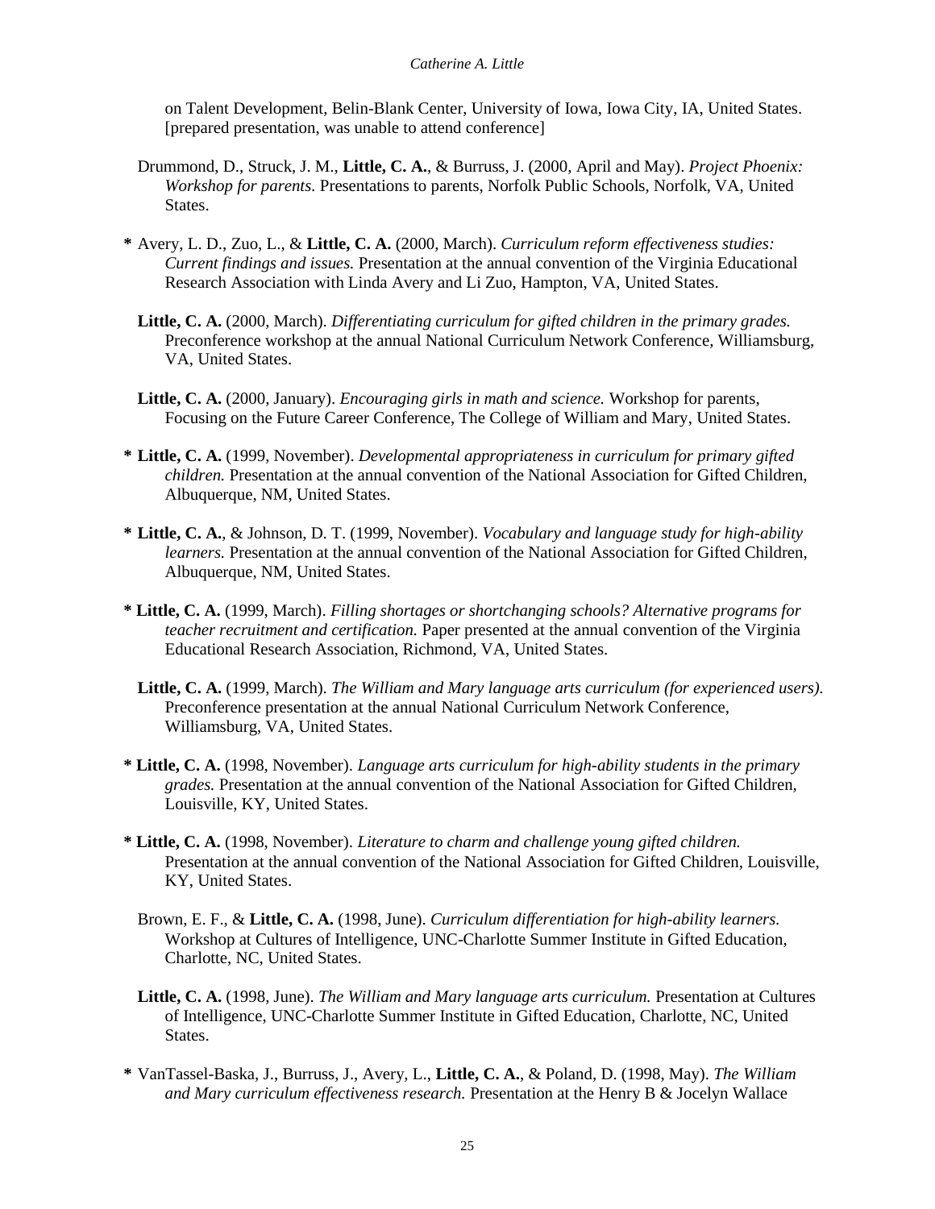on Talent Development, Belin-Blank Center, University of Iowa, Iowa City, IA, United States. [prepared presentation, was unable to attend conference]

Drummond, D., Struck, J. M., **Little, C. A.**, & Burruss, J. (2000, April and May). *Project Phoenix: Workshop for parents.* Presentations to parents, Norfolk Public Schools, Norfolk, VA, United States.

**\*** Avery, L. D., Zuo, L., & **Little, C. A.** (2000, March). *Curriculum reform effectiveness studies: Current findings and issues.* Presentation at the annual convention of the Virginia Educational Research Association with Linda Avery and Li Zuo, Hampton, VA, United States.

**Little, C. A.** (2000, March). *Differentiating curriculum for gifted children in the primary grades.* Preconference workshop at the annual National Curriculum Network Conference, Williamsburg, VA, United States.

**Little, C. A.** (2000, January). *Encouraging girls in math and science.* Workshop for parents, Focusing on the Future Career Conference, The College of William and Mary, United States.

**\* Little, C. A.** (1999, November). *Developmental appropriateness in curriculum for primary gifted children.* Presentation at the annual convention of the National Association for Gifted Children, Albuquerque, NM, United States.

**\* Little, C. A.**, & Johnson, D. T. (1999, November). *Vocabulary and language study for high-ability learners.* Presentation at the annual convention of the National Association for Gifted Children, Albuquerque, NM, United States.

**\* Little, C. A.** (1999, March). *Filling shortages or shortchanging schools? Alternative programs for teacher recruitment and certification.* Paper presented at the annual convention of the Virginia Educational Research Association, Richmond, VA, United States.

**Little, C. A.** (1999, March). *The William and Mary language arts curriculum (for experienced users).* Preconference presentation at the annual National Curriculum Network Conference, Williamsburg, VA, United States.

**\* Little, C. A.** (1998, November). *Language arts curriculum for high-ability students in the primary grades.* Presentation at the annual convention of the National Association for Gifted Children, Louisville, KY, United States.

**\* Little, C. A.** (1998, November). *Literature to charm and challenge young gifted children.* Presentation at the annual convention of the National Association for Gifted Children, Louisville, KY, United States.

Brown, E. F., & **Little, C. A.** (1998, June). *Curriculum differentiation for high-ability learners.* Workshop at Cultures of Intelligence, UNC-Charlotte Summer Institute in Gifted Education, Charlotte, NC, United States.

**Little, C. A.** (1998, June). *The William and Mary language arts curriculum.* Presentation at Cultures of Intelligence, UNC-Charlotte Summer Institute in Gifted Education, Charlotte, NC, United States.

**\*** VanTassel-Baska, J., Burruss, J., Avery, L., **Little, C. A.**, & Poland, D. (1998, May). *The William and Mary curriculum effectiveness research.* Presentation at the Henry B & Jocelyn Wallace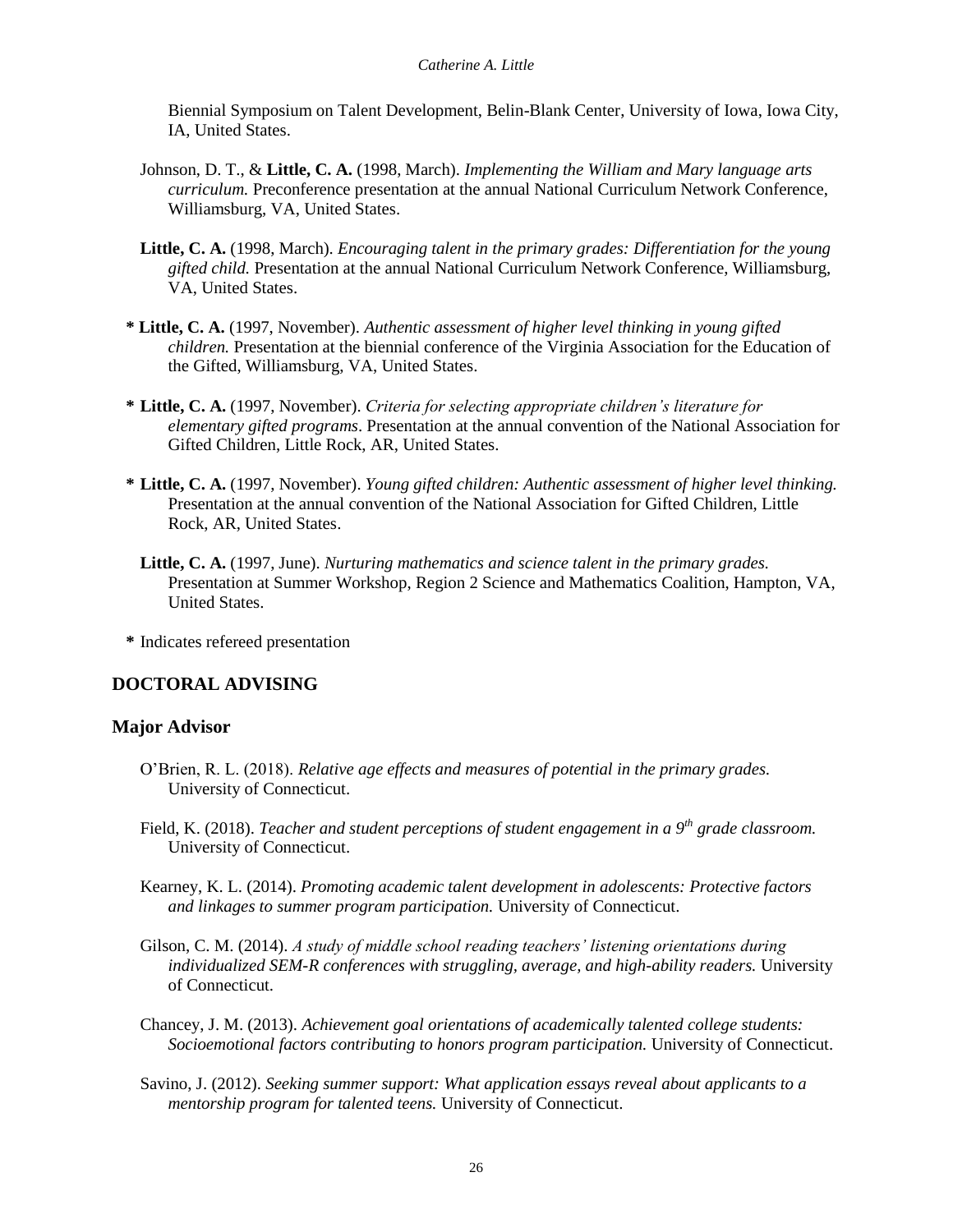Biennial Symposium on Talent Development, Belin-Blank Center, University of Iowa, Iowa City, IA, United States.

Johnson, D. T., & **Little, C. A.** (1998, March). *Implementing the William and Mary language arts curriculum.* Preconference presentation at the annual National Curriculum Network Conference, Williamsburg, VA, United States.

**Little, C. A.** (1998, March). *Encouraging talent in the primary grades: Differentiation for the young gifted child.* Presentation at the annual National Curriculum Network Conference, Williamsburg, VA, United States.

**\* Little, C. A.** (1997, November). *Authentic assessment of higher level thinking in young gifted children.* Presentation at the biennial conference of the Virginia Association for the Education of the Gifted, Williamsburg, VA, United States.

**\* Little, C. A.** (1997, November). *Criteria for selecting appropriate children's literature for elementary gifted programs*. Presentation at the annual convention of the National Association for Gifted Children, Little Rock, AR, United States.

**\* Little, C. A.** (1997, November). *Young gifted children: Authentic assessment of higher level thinking.* Presentation at the annual convention of the National Association for Gifted Children, Little Rock, AR, United States.

**Little, C. A.** (1997, June). *Nurturing mathematics and science talent in the primary grades.* Presentation at Summer Workshop, Region 2 Science and Mathematics Coalition, Hampton, VA, United States.

**\*** Indicates refereed presentation

## DOCTORAL ADVISING

### Major Advisor

O'Brien, R. L. (2018). *Relative age effects and measures of potential in the primary grades.* University of Connecticut.

Field, K. (2018). *Teacher and student perceptions of student engagement in a 9th grade classroom.* University of Connecticut.

Kearney, K. L. (2014). *Promoting academic talent development in adolescents: Protective factors and linkages to summer program participation.* University of Connecticut.

Gilson, C. M. (2014). *A study of middle school reading teachers' listening orientations during individualized SEM-R conferences with struggling, average, and high-ability readers.* University of Connecticut.

Chancey, J. M. (2013). *Achievement goal orientations of academically talented college students: Socioemotional factors contributing to honors program participation.* University of Connecticut.

Savino, J. (2012). *Seeking summer support: What application essays reveal about applicants to a mentorship program for talented teens.* University of Connecticut.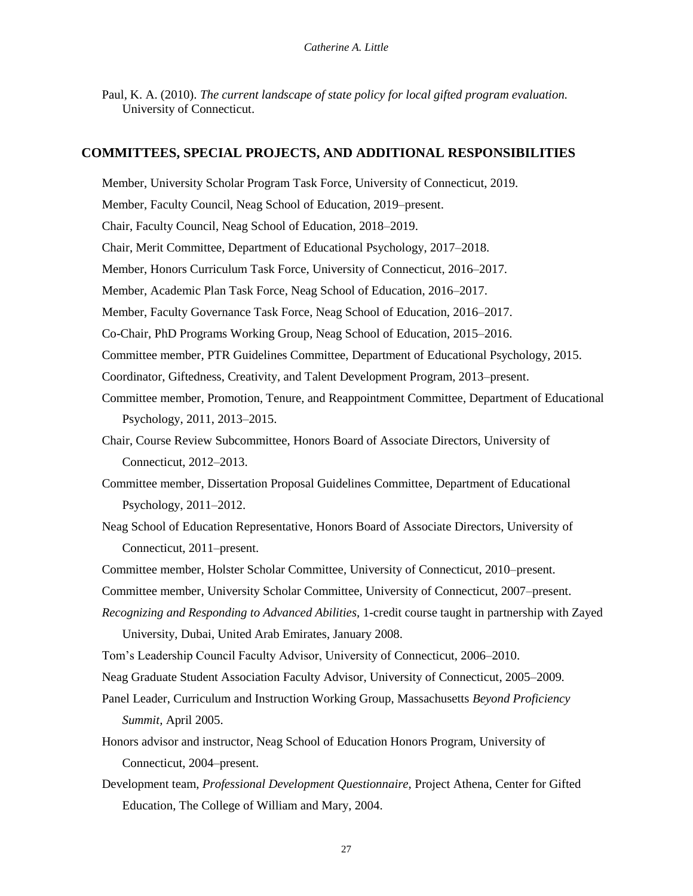Paul, K. A. (2010). *The current landscape of state policy for local gifted program evaluation.* University of Connecticut.

## COMMITTEES, SPECIAL PROJECTS, AND ADDITIONAL RESPONSIBILITIES

Member, University Scholar Program Task Force, University of Connecticut, 2019.

Member, Faculty Council, Neag School of Education, 2019–present.

Chair, Faculty Council, Neag School of Education, 2018–2019.

Chair, Merit Committee, Department of Educational Psychology, 2017–2018.

Member, Honors Curriculum Task Force, University of Connecticut, 2016–2017.

Member, Academic Plan Task Force, Neag School of Education, 2016–2017.

Member, Faculty Governance Task Force, Neag School of Education, 2016–2017.

Co-Chair, PhD Programs Working Group, Neag School of Education, 2015–2016.

Committee member, PTR Guidelines Committee, Department of Educational Psychology, 2015.

Coordinator, Giftedness, Creativity, and Talent Development Program, 2013–present.

Committee member, Promotion, Tenure, and Reappointment Committee, Department of Educational Psychology, 2011, 2013–2015.

Chair, Course Review Subcommittee, Honors Board of Associate Directors, University of Connecticut, 2012–2013.

Committee member, Dissertation Proposal Guidelines Committee, Department of Educational Psychology, 2011–2012.

Neag School of Education Representative, Honors Board of Associate Directors, University of Connecticut, 2011–present.

Committee member, Holster Scholar Committee, University of Connecticut, 2010–present.

Committee member, University Scholar Committee, University of Connecticut, 2007–present.

*Recognizing and Responding to Advanced Abilities,* 1-credit course taught in partnership with Zayed University, Dubai, United Arab Emirates, January 2008.

Tom's Leadership Council Faculty Advisor, University of Connecticut, 2006–2010.

Neag Graduate Student Association Faculty Advisor, University of Connecticut, 2005–2009.

Panel Leader, Curriculum and Instruction Working Group, Massachusetts *Beyond Proficiency Summit,* April 2005.

Honors advisor and instructor, Neag School of Education Honors Program, University of Connecticut, 2004–present.

Development team, *Professional Development Questionnaire,* Project Athena, Center for Gifted Education, The College of William and Mary, 2004.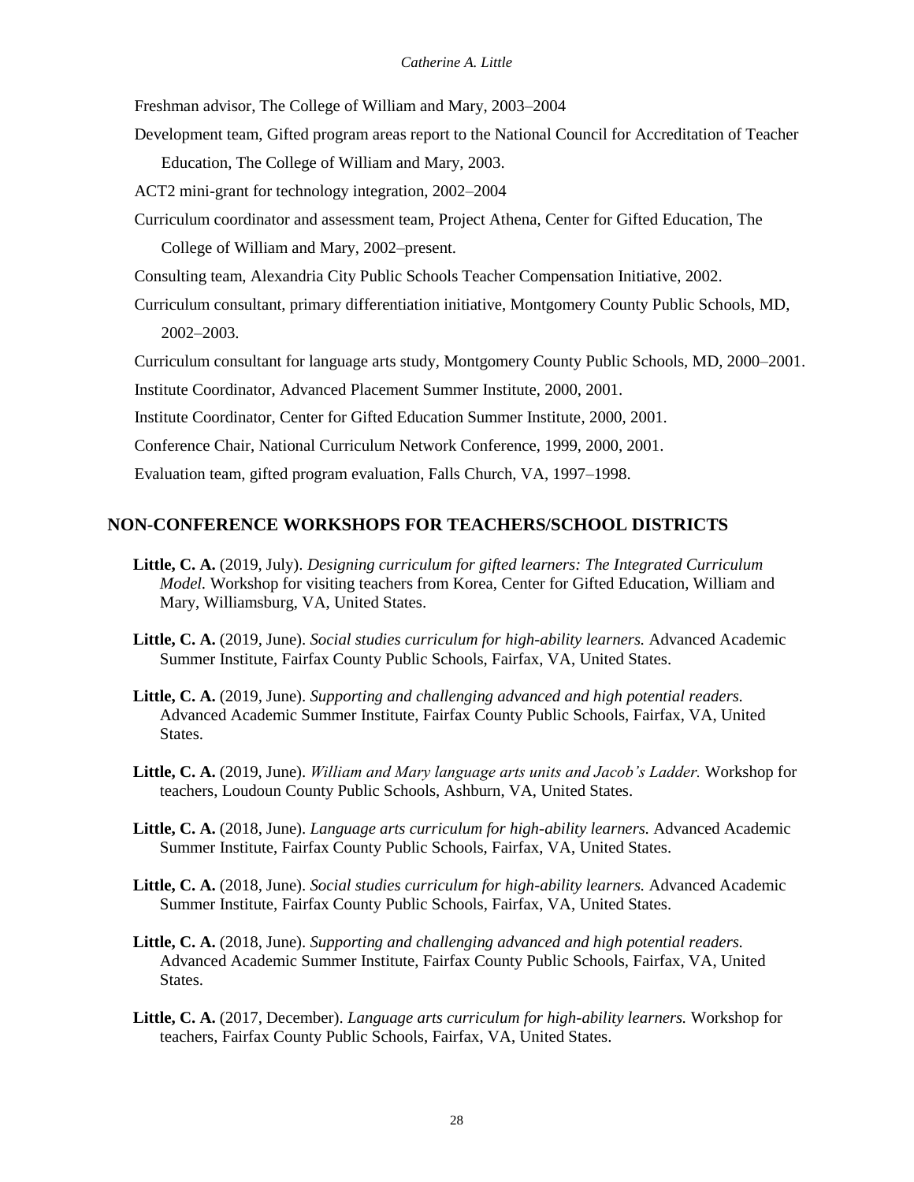Freshman advisor, The College of William and Mary, 2003–2004

Development team, Gifted program areas report to the National Council for Accreditation of Teacher Education, The College of William and Mary, 2003.

ACT2 mini-grant for technology integration, 2002–2004

Curriculum coordinator and assessment team, Project Athena, Center for Gifted Education, The College of William and Mary, 2002–present.

Consulting team, Alexandria City Public Schools Teacher Compensation Initiative, 2002.

Curriculum consultant, primary differentiation initiative, Montgomery County Public Schools, MD, 2002–2003.

Curriculum consultant for language arts study, Montgomery County Public Schools, MD, 2000–2001.

Institute Coordinator, Advanced Placement Summer Institute, 2000, 2001.

Institute Coordinator, Center for Gifted Education Summer Institute, 2000, 2001.

Conference Chair, National Curriculum Network Conference, 1999, 2000, 2001.

Evaluation team, gifted program evaluation, Falls Church, VA, 1997–1998.

## NON-CONFERENCE WORKSHOPS FOR TEACHERS/SCHOOL DISTRICTS

**Little, C. A.** (2019, July). *Designing curriculum for gifted learners: The Integrated Curriculum Model.* Workshop for visiting teachers from Korea, Center for Gifted Education, William and Mary, Williamsburg, VA, United States.

**Little, C. A.** (2019, June). *Social studies curriculum for high-ability learners.* Advanced Academic Summer Institute, Fairfax County Public Schools, Fairfax, VA, United States.

**Little, C. A.** (2019, June). *Supporting and challenging advanced and high potential readers.* Advanced Academic Summer Institute, Fairfax County Public Schools, Fairfax, VA, United States.

**Little, C. A.** (2019, June). *William and Mary language arts units and Jacob's Ladder.* Workshop for teachers, Loudoun County Public Schools, Ashburn, VA, United States.

**Little, C. A.** (2018, June). *Language arts curriculum for high-ability learners.* Advanced Academic Summer Institute, Fairfax County Public Schools, Fairfax, VA, United States.

**Little, C. A.** (2018, June). *Social studies curriculum for high-ability learners.* Advanced Academic Summer Institute, Fairfax County Public Schools, Fairfax, VA, United States.

**Little, C. A.** (2018, June). *Supporting and challenging advanced and high potential readers.* Advanced Academic Summer Institute, Fairfax County Public Schools, Fairfax, VA, United States.

**Little, C. A.** (2017, December). *Language arts curriculum for high-ability learners.* Workshop for teachers, Fairfax County Public Schools, Fairfax, VA, United States.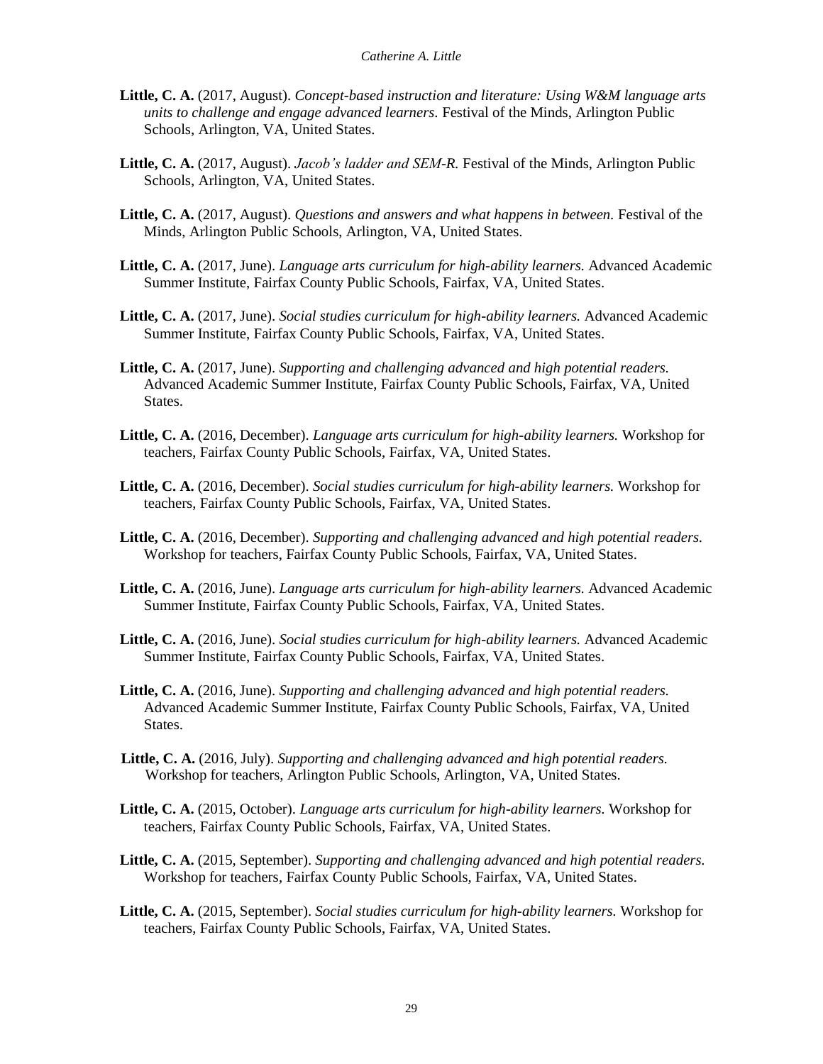**Little, C. A.** (2017, August). *Concept-based instruction and literature: Using W&M language arts units to challenge and engage advanced learners.* Festival of the Minds, Arlington Public Schools, Arlington, VA, United States.

**Little, C. A.** (2017, August). *Jacob's ladder and SEM-R.* Festival of the Minds, Arlington Public Schools, Arlington, VA, United States.

**Little, C. A.** (2017, August). *Questions and answers and what happens in between.* Festival of the Minds, Arlington Public Schools, Arlington, VA, United States.

**Little, C. A.** (2017, June). *Language arts curriculum for high-ability learners.* Advanced Academic Summer Institute, Fairfax County Public Schools, Fairfax, VA, United States.

**Little, C. A.** (2017, June). *Social studies curriculum for high-ability learners.* Advanced Academic Summer Institute, Fairfax County Public Schools, Fairfax, VA, United States.

**Little, C. A.** (2017, June). *Supporting and challenging advanced and high potential readers.* Advanced Academic Summer Institute, Fairfax County Public Schools, Fairfax, VA, United States.

**Little, C. A.** (2016, December). *Language arts curriculum for high-ability learners.* Workshop for teachers, Fairfax County Public Schools, Fairfax, VA, United States.

**Little, C. A.** (2016, December). *Social studies curriculum for high-ability learners.* Workshop for teachers, Fairfax County Public Schools, Fairfax, VA, United States.

**Little, C. A.** (2016, December). *Supporting and challenging advanced and high potential readers.* Workshop for teachers, Fairfax County Public Schools, Fairfax, VA, United States.

**Little, C. A.** (2016, June). *Language arts curriculum for high-ability learners.* Advanced Academic Summer Institute, Fairfax County Public Schools, Fairfax, VA, United States.

**Little, C. A.** (2016, June). *Social studies curriculum for high-ability learners.* Advanced Academic Summer Institute, Fairfax County Public Schools, Fairfax, VA, United States.

**Little, C. A.** (2016, June). *Supporting and challenging advanced and high potential readers.* Advanced Academic Summer Institute, Fairfax County Public Schools, Fairfax, VA, United States.

**Little, C. A.** (2016, July). *Supporting and challenging advanced and high potential readers.* Workshop for teachers, Arlington Public Schools, Arlington, VA, United States.

**Little, C. A.** (2015, October). *Language arts curriculum for high-ability learners.* Workshop for teachers, Fairfax County Public Schools, Fairfax, VA, United States.

**Little, C. A.** (2015, September). *Supporting and challenging advanced and high potential readers.* Workshop for teachers, Fairfax County Public Schools, Fairfax, VA, United States.

**Little, C. A.** (2015, September). *Social studies curriculum for high-ability learners.* Workshop for teachers, Fairfax County Public Schools, Fairfax, VA, United States.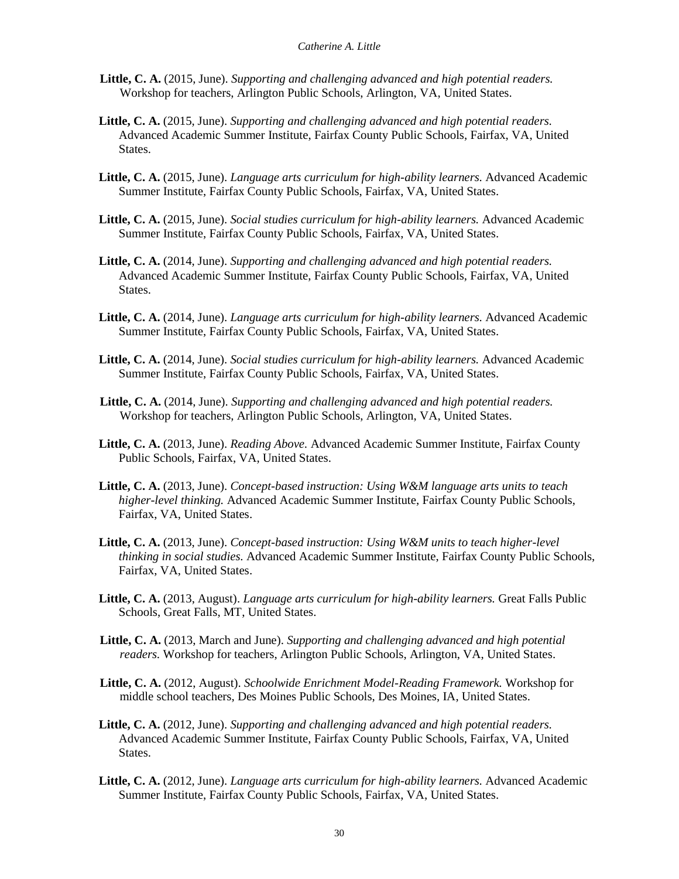**Little, C. A.** (2015, June). *Supporting and challenging advanced and high potential readers.* Workshop for teachers, Arlington Public Schools, Arlington, VA, United States.

**Little, C. A.** (2015, June). *Supporting and challenging advanced and high potential readers.* Advanced Academic Summer Institute, Fairfax County Public Schools, Fairfax, VA, United States.

**Little, C. A.** (2015, June). *Language arts curriculum for high-ability learners.* Advanced Academic Summer Institute, Fairfax County Public Schools, Fairfax, VA, United States.

**Little, C. A.** (2015, June). *Social studies curriculum for high-ability learners.* Advanced Academic Summer Institute, Fairfax County Public Schools, Fairfax, VA, United States.

**Little, C. A.** (2014, June). *Supporting and challenging advanced and high potential readers.* Advanced Academic Summer Institute, Fairfax County Public Schools, Fairfax, VA, United States.

**Little, C. A.** (2014, June). *Language arts curriculum for high-ability learners.* Advanced Academic Summer Institute, Fairfax County Public Schools, Fairfax, VA, United States.

**Little, C. A.** (2014, June). *Social studies curriculum for high-ability learners.* Advanced Academic Summer Institute, Fairfax County Public Schools, Fairfax, VA, United States.

**Little, C. A.** (2014, June). *Supporting and challenging advanced and high potential readers.* Workshop for teachers, Arlington Public Schools, Arlington, VA, United States.

**Little, C. A.** (2013, June). *Reading Above.* Advanced Academic Summer Institute, Fairfax County Public Schools, Fairfax, VA, United States.

**Little, C. A.** (2013, June). *Concept-based instruction: Using W&M language arts units to teach higher-level thinking.* Advanced Academic Summer Institute, Fairfax County Public Schools, Fairfax, VA, United States.

**Little, C. A.** (2013, June). *Concept-based instruction: Using W&M units to teach higher-level thinking in social studies.* Advanced Academic Summer Institute, Fairfax County Public Schools, Fairfax, VA, United States.

**Little, C. A.** (2013, August). *Language arts curriculum for high-ability learners.* Great Falls Public Schools, Great Falls, MT, United States.

**Little, C. A.** (2013, March and June). *Supporting and challenging advanced and high potential readers.* Workshop for teachers, Arlington Public Schools, Arlington, VA, United States.

**Little, C. A.** (2012, August). *Schoolwide Enrichment Model-Reading Framework.* Workshop for middle school teachers, Des Moines Public Schools, Des Moines, IA, United States.

**Little, C. A.** (2012, June). *Supporting and challenging advanced and high potential readers.* Advanced Academic Summer Institute, Fairfax County Public Schools, Fairfax, VA, United States.

**Little, C. A.** (2012, June). *Language arts curriculum for high-ability learners.* Advanced Academic Summer Institute, Fairfax County Public Schools, Fairfax, VA, United States.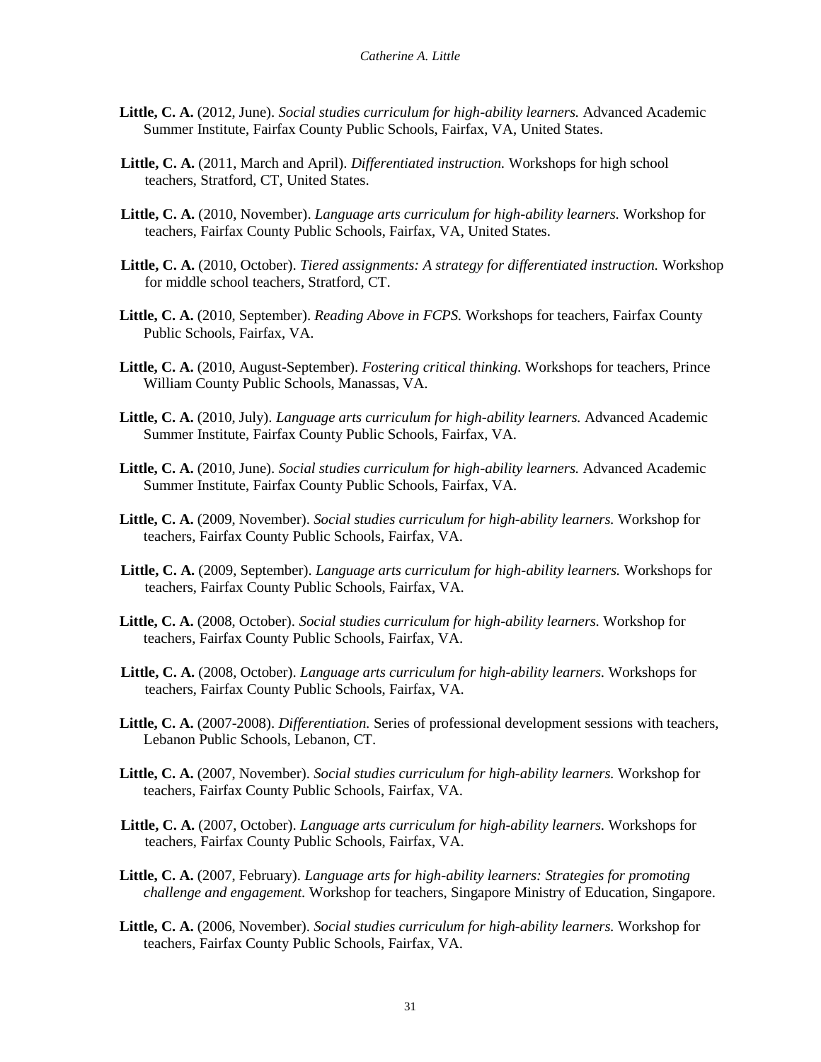**Little, C. A.** (2012, June). *Social studies curriculum for high-ability learners.* Advanced Academic Summer Institute, Fairfax County Public Schools, Fairfax, VA, United States.

**Little, C. A.** (2011, March and April). *Differentiated instruction.* Workshops for high school teachers, Stratford, CT, United States.

**Little, C. A.** (2010, November). *Language arts curriculum for high-ability learners.* Workshop for teachers, Fairfax County Public Schools, Fairfax, VA, United States.

**Little, C. A.** (2010, October). *Tiered assignments: A strategy for differentiated instruction.* Workshop for middle school teachers, Stratford, CT.

**Little, C. A.** (2010, September). *Reading Above in FCPS.* Workshops for teachers, Fairfax County Public Schools, Fairfax, VA.

**Little, C. A.** (2010, August-September). *Fostering critical thinking.* Workshops for teachers, Prince William County Public Schools, Manassas, VA.

**Little, C. A.** (2010, July). *Language arts curriculum for high-ability learners.* Advanced Academic Summer Institute, Fairfax County Public Schools, Fairfax, VA.

**Little, C. A.** (2010, June). *Social studies curriculum for high-ability learners.* Advanced Academic Summer Institute, Fairfax County Public Schools, Fairfax, VA.

**Little, C. A.** (2009, November). *Social studies curriculum for high-ability learners.* Workshop for teachers, Fairfax County Public Schools, Fairfax, VA.

**Little, C. A.** (2009, September). *Language arts curriculum for high-ability learners.* Workshops for teachers, Fairfax County Public Schools, Fairfax, VA.

**Little, C. A.** (2008, October). *Social studies curriculum for high-ability learners.* Workshop for teachers, Fairfax County Public Schools, Fairfax, VA.

**Little, C. A.** (2008, October). *Language arts curriculum for high-ability learners.* Workshops for teachers, Fairfax County Public Schools, Fairfax, VA.

**Little, C. A.** (2007-2008). *Differentiation.* Series of professional development sessions with teachers, Lebanon Public Schools, Lebanon, CT.

**Little, C. A.** (2007, November). *Social studies curriculum for high-ability learners.* Workshop for teachers, Fairfax County Public Schools, Fairfax, VA.

**Little, C. A.** (2007, October). *Language arts curriculum for high-ability learners.* Workshops for teachers, Fairfax County Public Schools, Fairfax, VA.

**Little, C. A.** (2007, February). *Language arts for high-ability learners: Strategies for promoting challenge and engagement.* Workshop for teachers, Singapore Ministry of Education, Singapore.

**Little, C. A.** (2006, November). *Social studies curriculum for high-ability learners.* Workshop for teachers, Fairfax County Public Schools, Fairfax, VA.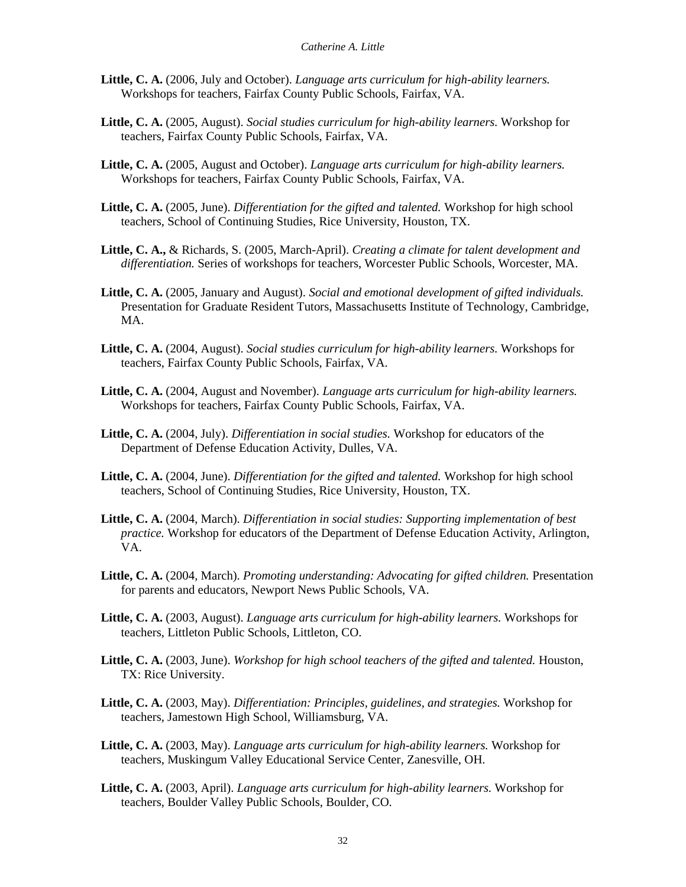**Little, C. A.** (2006, July and October). *Language arts curriculum for high-ability learners.* Workshops for teachers, Fairfax County Public Schools, Fairfax, VA.

**Little, C. A.** (2005, August). *Social studies curriculum for high-ability learners.* Workshop for teachers, Fairfax County Public Schools, Fairfax, VA.

**Little, C. A.** (2005, August and October). *Language arts curriculum for high-ability learners.* Workshops for teachers, Fairfax County Public Schools, Fairfax, VA.

**Little, C. A.** (2005, June). *Differentiation for the gifted and talented.* Workshop for high school teachers, School of Continuing Studies, Rice University, Houston, TX.

**Little, C. A.,** & Richards, S. (2005, March-April). *Creating a climate for talent development and differentiation.* Series of workshops for teachers, Worcester Public Schools, Worcester, MA.

**Little, C. A.** (2005, January and August). *Social and emotional development of gifted individuals.* Presentation for Graduate Resident Tutors, Massachusetts Institute of Technology, Cambridge, MA.

**Little, C. A.** (2004, August). *Social studies curriculum for high-ability learners.* Workshops for teachers, Fairfax County Public Schools, Fairfax, VA.

**Little, C. A.** (2004, August and November). *Language arts curriculum for high-ability learners.* Workshops for teachers, Fairfax County Public Schools, Fairfax, VA.

**Little, C. A.** (2004, July). *Differentiation in social studies.* Workshop for educators of the Department of Defense Education Activity, Dulles, VA.

**Little, C. A.** (2004, June). *Differentiation for the gifted and talented.* Workshop for high school teachers, School of Continuing Studies, Rice University, Houston, TX.

**Little, C. A.** (2004, March). *Differentiation in social studies: Supporting implementation of best practice.* Workshop for educators of the Department of Defense Education Activity, Arlington, VA.

**Little, C. A.** (2004, March). *Promoting understanding: Advocating for gifted children.* Presentation for parents and educators, Newport News Public Schools, VA.

**Little, C. A.** (2003, August). *Language arts curriculum for high-ability learners.* Workshops for teachers, Littleton Public Schools, Littleton, CO.

**Little, C. A.** (2003, June). *Workshop for high school teachers of the gifted and talented.* Houston, TX: Rice University.

**Little, C. A.** (2003, May). *Differentiation: Principles, guidelines, and strategies.* Workshop for teachers, Jamestown High School, Williamsburg, VA.

**Little, C. A.** (2003, May). *Language arts curriculum for high-ability learners.* Workshop for teachers, Muskingum Valley Educational Service Center, Zanesville, OH.

**Little, C. A.** (2003, April). *Language arts curriculum for high-ability learners.* Workshop for teachers, Boulder Valley Public Schools, Boulder, CO.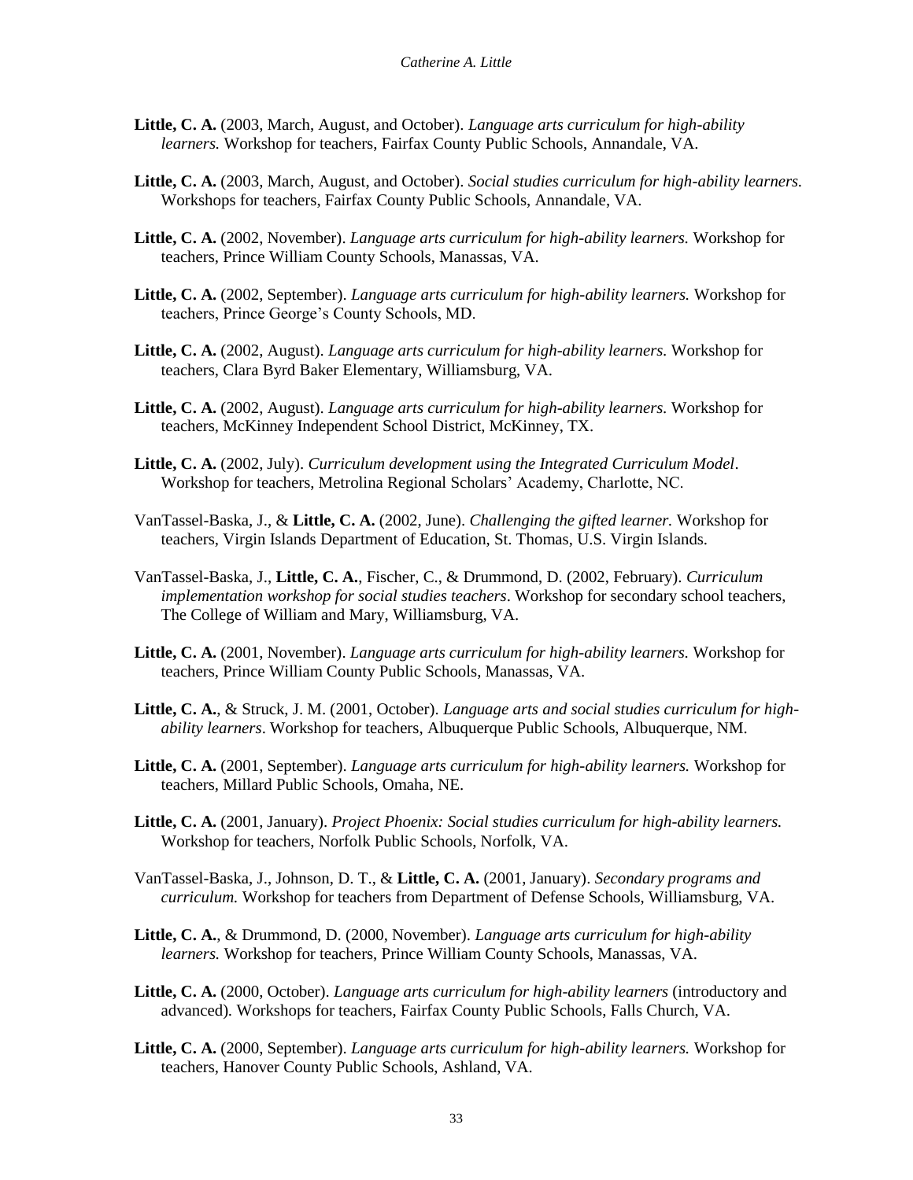**Little, C. A.** (2003, March, August, and October). *Language arts curriculum for high-ability learners.* Workshop for teachers, Fairfax County Public Schools, Annandale, VA.

**Little, C. A.** (2003, March, August, and October). *Social studies curriculum for high-ability learners.* Workshops for teachers, Fairfax County Public Schools, Annandale, VA.

**Little, C. A.** (2002, November). *Language arts curriculum for high-ability learners.* Workshop for teachers, Prince William County Schools, Manassas, VA.

**Little, C. A.** (2002, September). *Language arts curriculum for high-ability learners.* Workshop for teachers, Prince George's County Schools, MD.

**Little, C. A.** (2002, August). *Language arts curriculum for high-ability learners.* Workshop for teachers, Clara Byrd Baker Elementary, Williamsburg, VA.

**Little, C. A.** (2002, August). *Language arts curriculum for high-ability learners.* Workshop for teachers, McKinney Independent School District, McKinney, TX.

**Little, C. A.** (2002, July). *Curriculum development using the Integrated Curriculum Model*. Workshop for teachers, Metrolina Regional Scholars' Academy, Charlotte, NC.

VanTassel-Baska, J., & **Little, C. A.** (2002, June). *Challenging the gifted learner.* Workshop for teachers, Virgin Islands Department of Education, St. Thomas, U.S. Virgin Islands.

VanTassel-Baska, J., **Little, C. A.**, Fischer, C., & Drummond, D. (2002, February). *Curriculum implementation workshop for social studies teachers*. Workshop for secondary school teachers, The College of William and Mary, Williamsburg, VA.

**Little, C. A.** (2001, November). *Language arts curriculum for high-ability learners.* Workshop for teachers, Prince William County Public Schools, Manassas, VA.

**Little, C. A.**, & Struck, J. M. (2001, October). *Language arts and social studies curriculum for high-ability learners*. Workshop for teachers, Albuquerque Public Schools, Albuquerque, NM.

**Little, C. A.** (2001, September). *Language arts curriculum for high-ability learners.* Workshop for teachers, Millard Public Schools, Omaha, NE.

**Little, C. A.** (2001, January). *Project Phoenix: Social studies curriculum for high-ability learners.* Workshop for teachers, Norfolk Public Schools, Norfolk, VA.

VanTassel-Baska, J., Johnson, D. T., & **Little, C. A.** (2001, January). *Secondary programs and curriculum.* Workshop for teachers from Department of Defense Schools, Williamsburg, VA.

**Little, C. A.**, & Drummond, D. (2000, November). *Language arts curriculum for high-ability learners.* Workshop for teachers, Prince William County Schools, Manassas, VA.

**Little, C. A.** (2000, October). *Language arts curriculum for high-ability learners* (introductory and advanced)*.* Workshops for teachers, Fairfax County Public Schools, Falls Church, VA.

**Little, C. A.** (2000, September). *Language arts curriculum for high-ability learners.* Workshop for teachers, Hanover County Public Schools, Ashland, VA.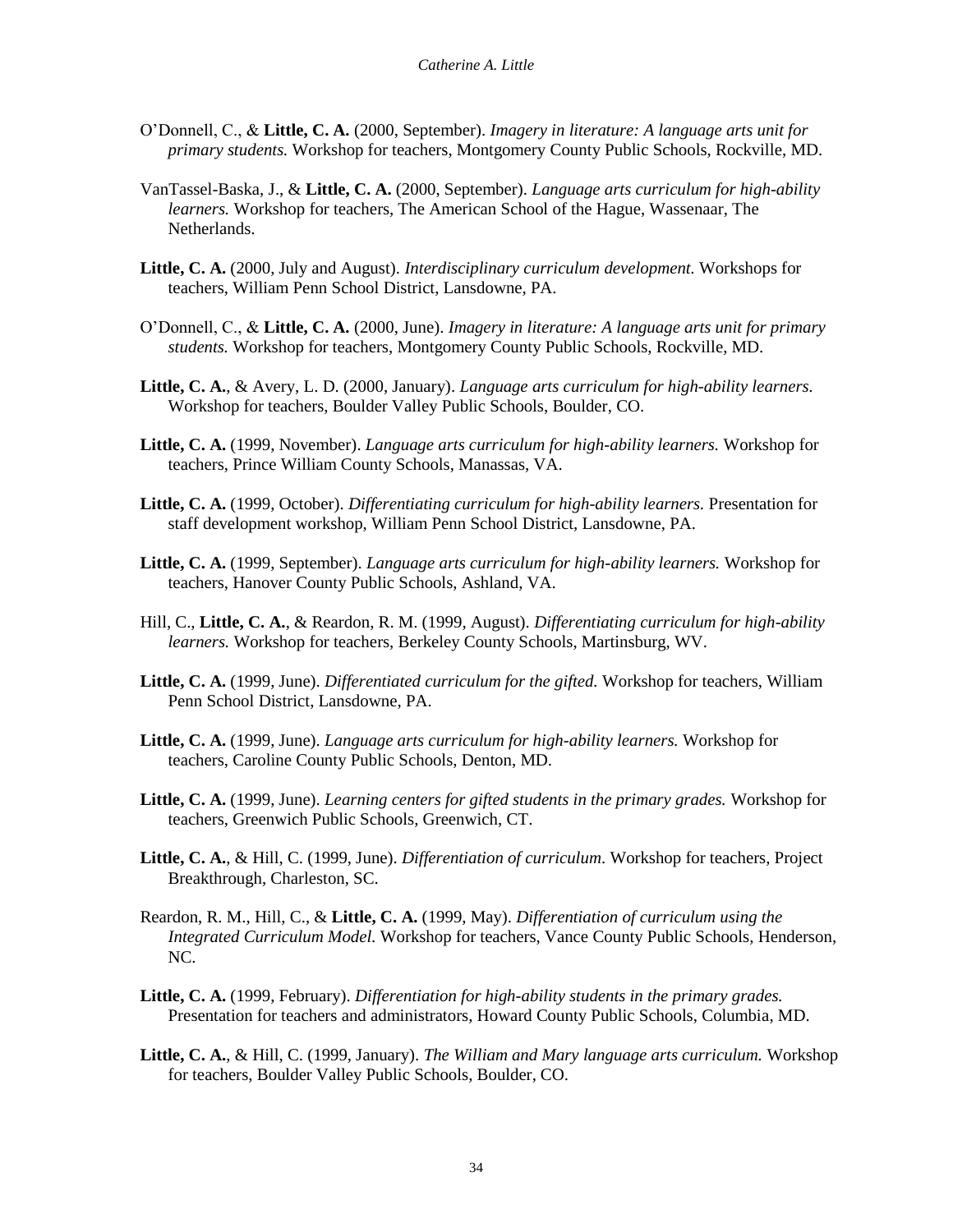O'Donnell, C., & **Little, C. A.** (2000, September). *Imagery in literature: A language arts unit for primary students.* Workshop for teachers, Montgomery County Public Schools, Rockville, MD.

VanTassel-Baska, J., & **Little, C. A.** (2000, September). *Language arts curriculum for high-ability learners.* Workshop for teachers, The American School of the Hague, Wassenaar, The Netherlands.

**Little, C. A.** (2000, July and August). *Interdisciplinary curriculum development.* Workshops for teachers, William Penn School District, Lansdowne, PA.

O'Donnell, C., & **Little, C. A.** (2000, June). *Imagery in literature: A language arts unit for primary students.* Workshop for teachers, Montgomery County Public Schools, Rockville, MD.

**Little, C. A.**, & Avery, L. D. (2000, January). *Language arts curriculum for high-ability learners.* Workshop for teachers, Boulder Valley Public Schools, Boulder, CO.

**Little, C. A.** (1999, November). *Language arts curriculum for high-ability learners.* Workshop for teachers, Prince William County Schools, Manassas, VA.

**Little, C. A.** (1999, October). *Differentiating curriculum for high-ability learners.* Presentation for staff development workshop, William Penn School District, Lansdowne, PA.

**Little, C. A.** (1999, September). *Language arts curriculum for high-ability learners.* Workshop for teachers, Hanover County Public Schools, Ashland, VA.

Hill, C., **Little, C. A.**, & Reardon, R. M. (1999, August). *Differentiating curriculum for high-ability learners.* Workshop for teachers, Berkeley County Schools, Martinsburg, WV.

**Little, C. A.** (1999, June). *Differentiated curriculum for the gifted.* Workshop for teachers, William Penn School District, Lansdowne, PA.

**Little, C. A.** (1999, June). *Language arts curriculum for high-ability learners.* Workshop for teachers, Caroline County Public Schools, Denton, MD.

**Little, C. A.** (1999, June). *Learning centers for gifted students in the primary grades.* Workshop for teachers, Greenwich Public Schools, Greenwich, CT.

**Little, C. A.**, & Hill, C. (1999, June). *Differentiation of curriculum*. Workshop for teachers, Project Breakthrough, Charleston, SC.

Reardon, R. M., Hill, C., & **Little, C. A.** (1999, May). *Differentiation of curriculum using the Integrated Curriculum Model.* Workshop for teachers, Vance County Public Schools, Henderson, NC.

**Little, C. A.** (1999, February). *Differentiation for high-ability students in the primary grades.* Presentation for teachers and administrators, Howard County Public Schools, Columbia, MD.

**Little, C. A.**, & Hill, C. (1999, January). *The William and Mary language arts curriculum.* Workshop for teachers, Boulder Valley Public Schools, Boulder, CO.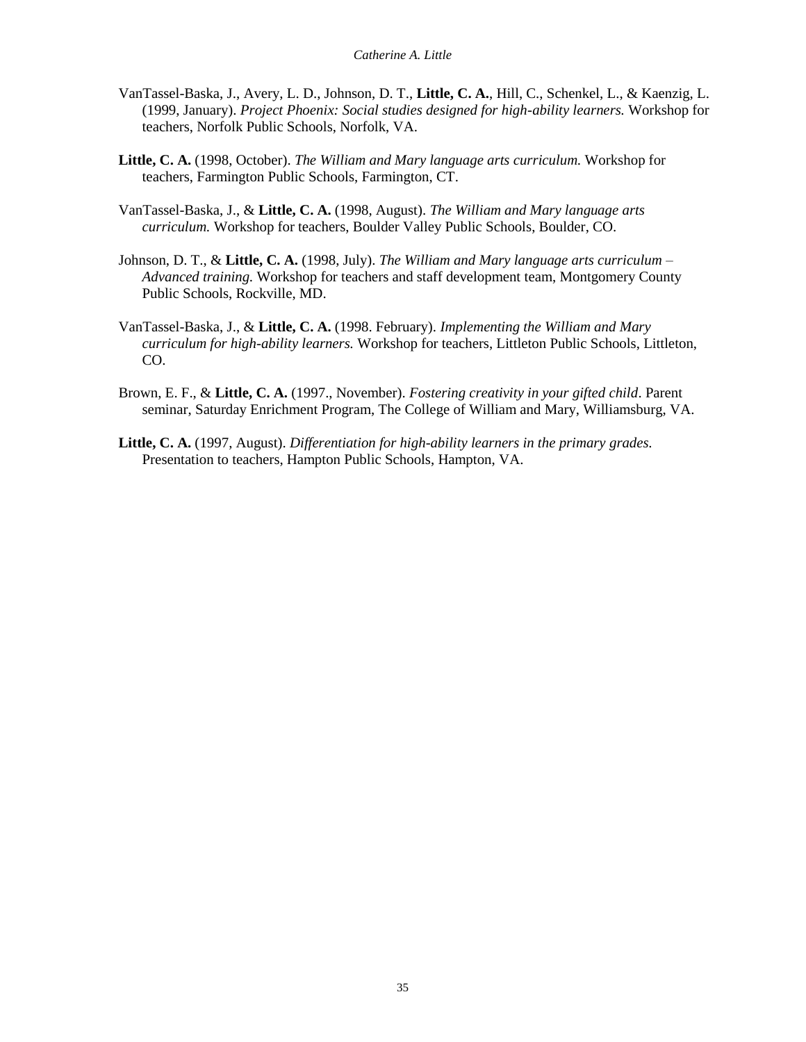VanTassel-Baska, J., Avery, L. D., Johnson, D. T., **Little, C. A.**, Hill, C., Schenkel, L., & Kaenzig, L. (1999, January). *Project Phoenix: Social studies designed for high-ability learners.* Workshop for teachers, Norfolk Public Schools, Norfolk, VA.

**Little, C. A.** (1998, October). *The William and Mary language arts curriculum.* Workshop for teachers, Farmington Public Schools, Farmington, CT.

VanTassel-Baska, J., & **Little, C. A.** (1998, August). *The William and Mary language arts curriculum.* Workshop for teachers, Boulder Valley Public Schools, Boulder, CO.

Johnson, D. T., & **Little, C. A.** (1998, July). *The William and Mary language arts curriculum – Advanced training.* Workshop for teachers and staff development team, Montgomery County Public Schools, Rockville, MD.

VanTassel-Baska, J., & **Little, C. A.** (1998. February). *Implementing the William and Mary curriculum for high-ability learners.* Workshop for teachers, Littleton Public Schools, Littleton, CO.

Brown, E. F., & **Little, C. A.** (1997., November). *Fostering creativity in your gifted child*. Parent seminar, Saturday Enrichment Program, The College of William and Mary, Williamsburg, VA.

**Little, C. A.** (1997, August). *Differentiation for high-ability learners in the primary grades.* Presentation to teachers, Hampton Public Schools, Hampton, VA.